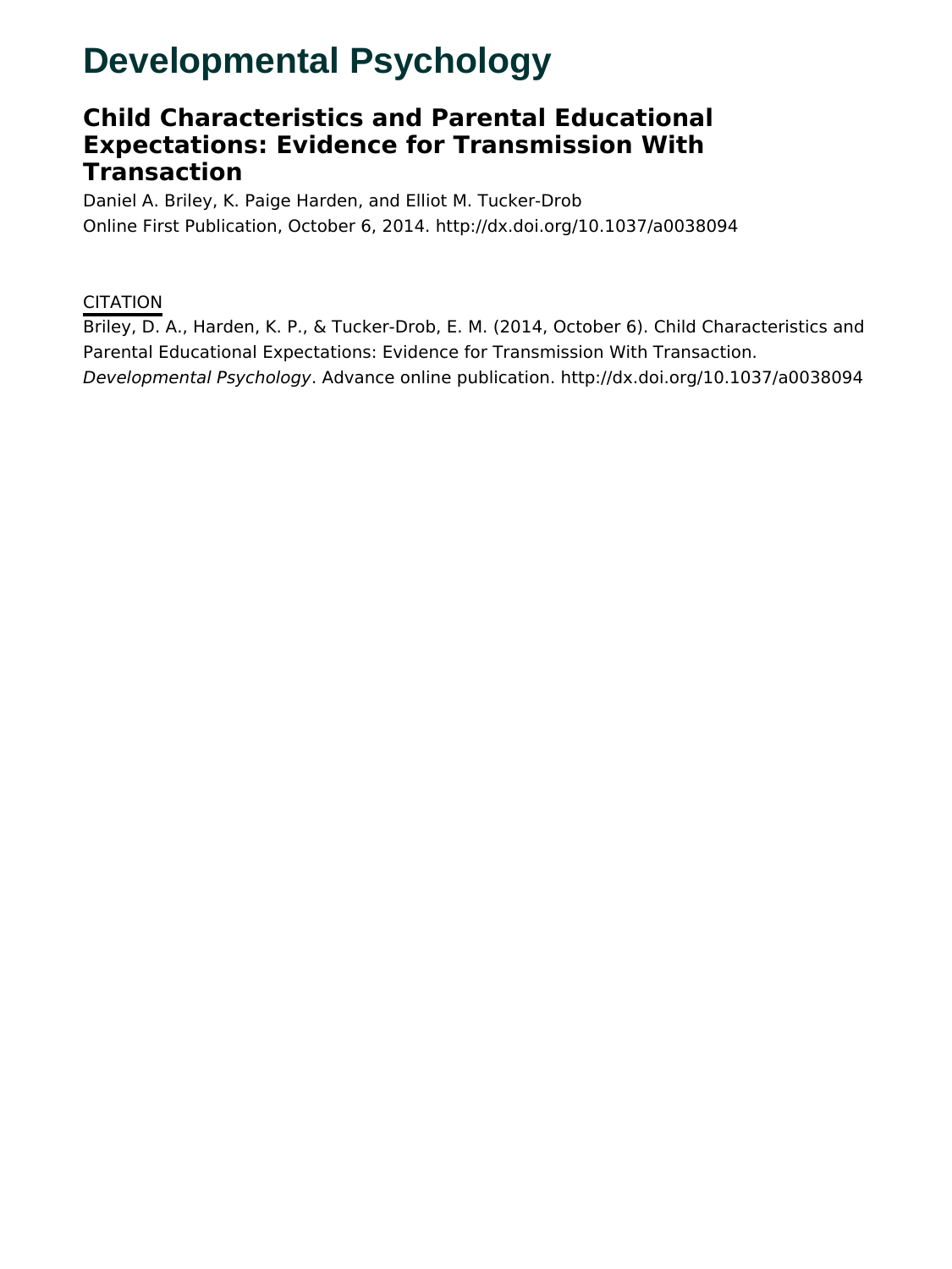# Developmental Psychology

## Child Characteristics and Parental Educational Expectations: Evidence for Transmission With Transaction

Daniel A. Briley, K. Paige Harden, and Elliot M. Tucker-Drob

Online First Publication, October 6, 2014. http://dx.doi.org/10.1037/a0038094

CITATION

Briley, D. A., Harden, K. P., & Tucker-Drob, E. M. (2014, October 6). Child Characteristics and Parental Educational Expectations: Evidence for Transmission With Transaction. *Developmental Psychology*. Advance online publication. http://dx.doi.org/10.1037/a0038094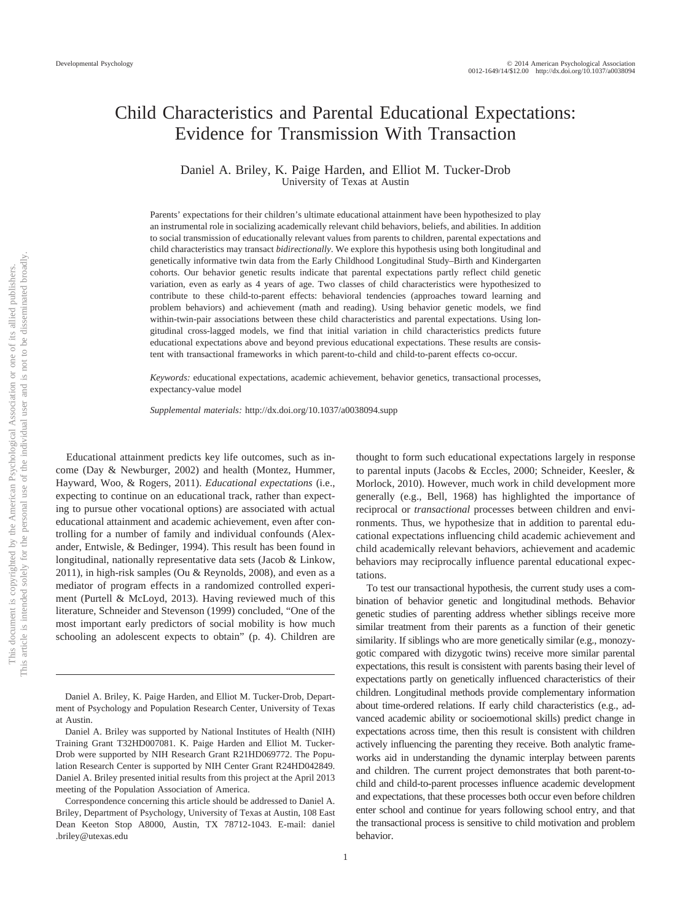# Child Characteristics and Parental Educational Expectations: Evidence for Transmission With Transaction

Daniel A. Briley, K. Paige Harden, and Elliot M. Tucker-Drob
University of Texas at Austin

Parents' expectations for their children's ultimate educational attainment have been hypothesized to play an instrumental role in socializing academically relevant child behaviors, beliefs, and abilities. In addition to social transmission of educationally relevant values from parents to children, parental expectations and child characteristics may transact *bidirectionally*. We explore this hypothesis using both longitudinal and genetically informative twin data from the Early Childhood Longitudinal Study–Birth and Kindergarten cohorts. Our behavior genetic results indicate that parental expectations partly reflect child genetic variation, even as early as 4 years of age. Two classes of child characteristics were hypothesized to contribute to these child-to-parent effects: behavioral tendencies (approaches toward learning and problem behaviors) and achievement (math and reading). Using behavior genetic models, we find within-twin-pair associations between these child characteristics and parental expectations. Using longitudinal cross-lagged models, we find that initial variation in child characteristics predicts future educational expectations above and beyond previous educational expectations. These results are consistent with transactional frameworks in which parent-to-child and child-to-parent effects co-occur.

*Keywords:* educational expectations, academic achievement, behavior genetics, transactional processes, expectancy-value model

*Supplemental materials:* http://dx.doi.org/10.1037/a0038094.supp

Educational attainment predicts key life outcomes, such as income (Day & Newburger, 2002) and health (Montez, Hummer, Hayward, Woo, & Rogers, 2011). *Educational expectations* (i.e., expecting to continue on an educational track, rather than expecting to pursue other vocational options) are associated with actual educational attainment and academic achievement, even after controlling for a number of family and individual confounds (Alexander, Entwisle, & Bedinger, 1994). This result has been found in longitudinal, nationally representative data sets (Jacob & Linkow, 2011), in high-risk samples (Ou & Reynolds, 2008), and even as a mediator of program effects in a randomized controlled experiment (Purtell & McLoyd, 2013). Having reviewed much of this literature, Schneider and Stevenson (1999) concluded, "One of the most important early predictors of social mobility is how much schooling an adolescent expects to obtain" (p. 4). Children are thought to form such educational expectations largely in response to parental inputs (Jacobs & Eccles, 2000; Schneider, Keesler, & Morlock, 2010). However, much work in child development more generally (e.g., Bell, 1968) has highlighted the importance of reciprocal or *transactional* processes between children and environments. Thus, we hypothesize that in addition to parental educational expectations influencing child academic achievement and child academically relevant behaviors, achievement and academic behaviors may reciprocally influence parental educational expectations.

To test our transactional hypothesis, the current study uses a combination of behavior genetic and longitudinal methods. Behavior genetic studies of parenting address whether siblings receive more similar treatment from their parents as a function of their genetic similarity. If siblings who are more genetically similar (e.g., monozygotic compared with dizygotic twins) receive more similar parental expectations, this result is consistent with parents basing their level of expectations partly on genetically influenced characteristics of their children. Longitudinal methods provide complementary information about time-ordered relations. If early child characteristics (e.g., advanced academic ability or socioemotional skills) predict change in expectations across time, then this result is consistent with children actively influencing the parenting they receive. Both analytic frameworks aid in understanding the dynamic interplay between parents and children. The current project demonstrates that both parent-to-child and child-to-parent processes influence academic development and expectations, that these processes both occur even before children enter school and continue for years following school entry, and that the transactional process is sensitive to child motivation and problem behavior.

---

Daniel A. Briley, K. Paige Harden, and Elliot M. Tucker-Drob, Department of Psychology and Population Research Center, University of Texas at Austin.

Daniel A. Briley was supported by National Institutes of Health (NIH) Training Grant T32HD007081. K. Paige Harden and Elliot M. Tucker-Drob were supported by NIH Research Grant R21HD069772. The Population Research Center is supported by NIH Center Grant R24HD042849. Daniel A. Briley presented initial results from this project at the April 2013 meeting of the Population Association of America.

Correspondence concerning this article should be addressed to Daniel A. Briley, Department of Psychology, University of Texas at Austin, 108 East Dean Keeton Stop A8000, Austin, TX 78712-1043. E-mail: daniel.briley@utexas.edu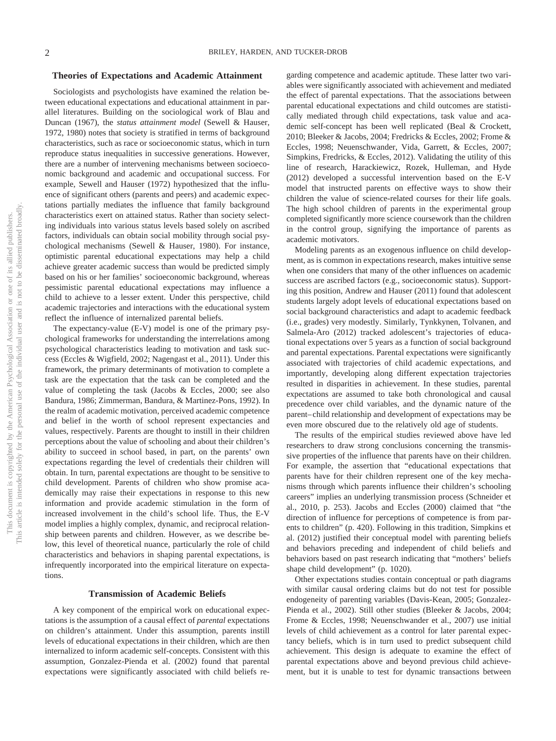## Theories of Expectations and Academic Attainment

Sociologists and psychologists have examined the relation between educational expectations and educational attainment in parallel literatures. Building on the sociological work of Blau and Duncan (1967), the *status attainment model* (Sewell & Hauser, 1972, 1980) notes that society is stratified in terms of background characteristics, such as race or socioeconomic status, which in turn reproduce status inequalities in successive generations. However, there are a number of intervening mechanisms between socioeconomic background and academic and occupational success. For example, Sewell and Hauser (1972) hypothesized that the influence of significant others (parents and peers) and academic expectations partially mediates the influence that family background characteristics exert on attained status. Rather than society selecting individuals into various status levels based solely on ascribed factors, individuals can obtain social mobility through social psychological mechanisms (Sewell & Hauser, 1980). For instance, optimistic parental educational expectations may help a child achieve greater academic success than would be predicted simply based on his or her families' socioeconomic background, whereas pessimistic parental educational expectations may influence a child to achieve to a lesser extent. Under this perspective, child academic trajectories and interactions with the educational system reflect the influence of internalized parental beliefs.

The expectancy-value (E-V) model is one of the primary psychological frameworks for understanding the interrelations among psychological characteristics leading to motivation and task success (Eccles & Wigfield, 2002; Nagengast et al., 2011). Under this framework, the primary determinants of motivation to complete a task are the expectation that the task can be completed and the value of completing the task (Jacobs & Eccles, 2000; see also Bandura, 1986; Zimmerman, Bandura, & Martinez-Pons, 1992). In the realm of academic motivation, perceived academic competence and belief in the worth of school represent expectancies and values, respectively. Parents are thought to instill in their children perceptions about the value of schooling and about their children's ability to succeed in school based, in part, on the parents' own expectations regarding the level of credentials their children will obtain. In turn, parental expectations are thought to be sensitive to child development. Parents of children who show promise academically may raise their expectations in response to this new information and provide academic stimulation in the form of increased involvement in the child's school life. Thus, the E-V model implies a highly complex, dynamic, and reciprocal relationship between parents and children. However, as we describe below, this level of theoretical nuance, particularly the role of child characteristics and behaviors in shaping parental expectations, is infrequently incorporated into the empirical literature on expectations.

## Transmission of Academic Beliefs

A key component of the empirical work on educational expectations is the assumption of a causal effect of *parental* expectations on children's attainment. Under this assumption, parents instill levels of educational expectations in their children, which are then internalized to inform academic self-concepts. Consistent with this assumption, Gonzalez-Pienda et al. (2002) found that parental expectations were significantly associated with child beliefs regarding competence and academic aptitude. These latter two variables were significantly associated with achievement and mediated the effect of parental expectations. That the associations between parental educational expectations and child outcomes are statistically mediated through child expectations, task value and academic self-concept has been well replicated (Beal & Crockett, 2010; Bleeker & Jacobs, 2004; Fredricks & Eccles, 2002; Frome & Eccles, 1998; Neuenschwander, Vida, Garrett, & Eccles, 2007; Simpkins, Fredricks, & Eccles, 2012). Validating the utility of this line of research, Harackiewicz, Rozek, Hulleman, and Hyde (2012) developed a successful intervention based on the E-V model that instructed parents on effective ways to show their children the value of science-related courses for their life goals. The high school children of parents in the experimental group completed significantly more science coursework than the children in the control group, signifying the importance of parents as academic motivators.

Modeling parents as an exogenous influence on child development, as is common in expectations research, makes intuitive sense when one considers that many of the other influences on academic success are ascribed factors (e.g., socioeconomic status). Supporting this position, Andrew and Hauser (2011) found that adolescent students largely adopt levels of educational expectations based on social background characteristics and adapt to academic feedback (i.e., grades) very modestly. Similarly, Tynkkynen, Tolvanen, and Salmela-Aro (2012) tracked adolescent's trajectories of educational expectations over 5 years as a function of social background and parental expectations. Parental expectations were significantly associated with trajectories of child academic expectations, and importantly, developing along different expectation trajectories resulted in disparities in achievement. In these studies, parental expectations are assumed to take both chronological and causal precedence over child variables, and the dynamic nature of the parent–child relationship and development of expectations may be even more obscured due to the relatively old age of students.

The results of the empirical studies reviewed above have led researchers to draw strong conclusions concerning the transmissive properties of the influence that parents have on their children. For example, the assertion that "educational expectations that parents have for their children represent one of the key mechanisms through which parents influence their children's schooling careers" implies an underlying transmission process (Schneider et al., 2010, p. 253). Jacobs and Eccles (2000) claimed that "the direction of influence for perceptions of competence is from parents to children" (p. 420). Following in this tradition, Simpkins et al. (2012) justified their conceptual model with parenting beliefs and behaviors preceding and independent of child beliefs and behaviors based on past research indicating that "mothers' beliefs shape child development" (p. 1020).

Other expectations studies contain conceptual or path diagrams with similar causal ordering claims but do not test for possible endogeneity of parenting variables (Davis-Kean, 2005; Gonzalez-Pienda et al., 2002). Still other studies (Bleeker & Jacobs, 2004; Frome & Eccles, 1998; Neuenschwander et al., 2007) use initial levels of child achievement as a control for later parental expectancy beliefs, which is in turn used to predict subsequent child achievement. This design is adequate to examine the effect of parental expectations above and beyond previous child achievement, but it is unable to test for dynamic transactions between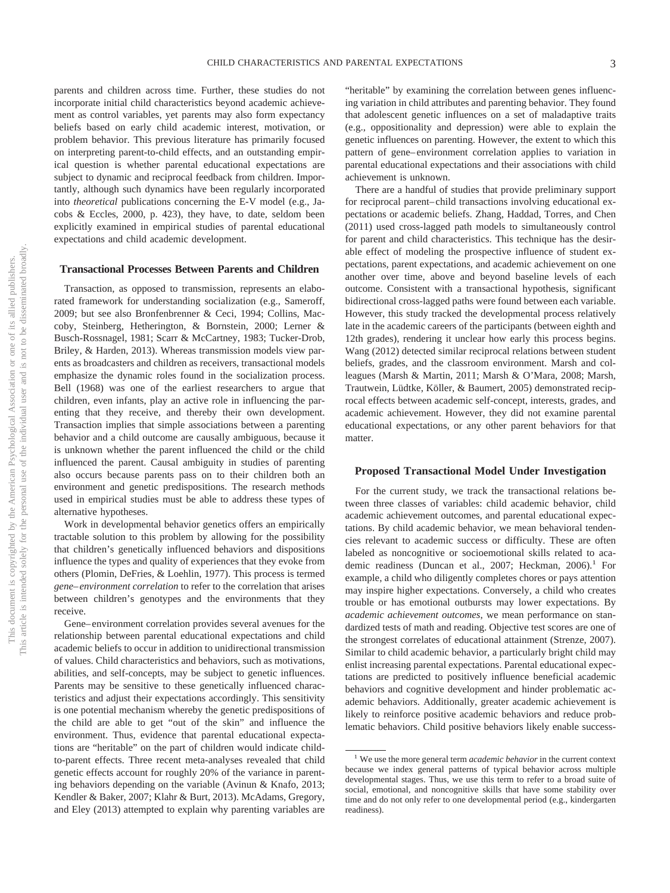parents and children across time. Further, these studies do not incorporate initial child characteristics beyond academic achievement as control variables, yet parents may also form expectancy beliefs based on early child academic interest, motivation, or problem behavior. This previous literature has primarily focused on interpreting parent-to-child effects, and an outstanding empirical question is whether parental educational expectations are subject to dynamic and reciprocal feedback from children. Importantly, although such dynamics have been regularly incorporated into *theoretical* publications concerning the E-V model (e.g., Jacobs & Eccles, 2000, p. 423), they have, to date, seldom been explicitly examined in empirical studies of parental educational expectations and child academic development.

## Transactional Processes Between Parents and Children

Transaction, as opposed to transmission, represents an elaborated framework for understanding socialization (e.g., Sameroff, 2009; but see also Bronfenbrenner & Ceci, 1994; Collins, Maccoby, Steinberg, Hetherington, & Bornstein, 2000; Lerner & Busch-Rossnagel, 1981; Scarr & McCartney, 1983; Tucker-Drob, Briley, & Harden, 2013). Whereas transmission models view parents as broadcasters and children as receivers, transactional models emphasize the dynamic roles found in the socialization process. Bell (1968) was one of the earliest researchers to argue that children, even infants, play an active role in influencing the parenting that they receive, and thereby their own development. Transaction implies that simple associations between a parenting behavior and a child outcome are causally ambiguous, because it is unknown whether the parent influenced the child or the child influenced the parent. Causal ambiguity in studies of parenting also occurs because parents pass on to their children both an environment and genetic predispositions. The research methods used in empirical studies must be able to address these types of alternative hypotheses.

Work in developmental behavior genetics offers an empirically tractable solution to this problem by allowing for the possibility that children's genetically influenced behaviors and dispositions influence the types and quality of experiences that they evoke from others (Plomin, DeFries, & Loehlin, 1977). This process is termed *gene–environment correlation* to refer to the correlation that arises between children's genotypes and the environments that they receive.

Gene–environment correlation provides several avenues for the relationship between parental educational expectations and child academic beliefs to occur in addition to unidirectional transmission of values. Child characteristics and behaviors, such as motivations, abilities, and self-concepts, may be subject to genetic influences. Parents may be sensitive to these genetically influenced characteristics and adjust their expectations accordingly. This sensitivity is one potential mechanism whereby the genetic predispositions of the child are able to get "out of the skin" and influence the environment. Thus, evidence that parental educational expectations are "heritable" on the part of children would indicate child-to-parent effects. Three recent meta-analyses revealed that child genetic effects account for roughly 20% of the variance in parenting behaviors depending on the variable (Avinun & Knafo, 2013; Kendler & Baker, 2007; Klahr & Burt, 2013). McAdams, Gregory, and Eley (2013) attempted to explain why parenting variables are "heritable" by examining the correlation between genes influencing variation in child attributes and parenting behavior. They found that adolescent genetic influences on a set of maladaptive traits (e.g., oppositionality and depression) were able to explain the genetic influences on parenting. However, the extent to which this pattern of gene–environment correlation applies to variation in parental educational expectations and their associations with child achievement is unknown.

There are a handful of studies that provide preliminary support for reciprocal parent–child transactions involving educational expectations or academic beliefs. Zhang, Haddad, Torres, and Chen (2011) used cross-lagged path models to simultaneously control for parent and child characteristics. This technique has the desirable effect of modeling the prospective influence of student expectations, parent expectations, and academic achievement on one another over time, above and beyond baseline levels of each outcome. Consistent with a transactional hypothesis, significant bidirectional cross-lagged paths were found between each variable. However, this study tracked the developmental process relatively late in the academic careers of the participants (between eighth and 12th grades), rendering it unclear how early this process begins. Wang (2012) detected similar reciprocal relations between student beliefs, grades, and the classroom environment. Marsh and colleagues (Marsh & Martin, 2011; Marsh & O'Mara, 2008; Marsh, Trautwein, Lüdtke, Köller, & Baumert, 2005) demonstrated reciprocal effects between academic self-concept, interests, grades, and academic achievement. However, they did not examine parental educational expectations, or any other parent behaviors for that matter.

## Proposed Transactional Model Under Investigation

For the current study, we track the transactional relations between three classes of variables: child academic behavior, child academic achievement outcomes, and parental educational expectations. By child academic behavior, we mean behavioral tendencies relevant to academic success or difficulty. These are often labeled as noncognitive or socioemotional skills related to academic readiness (Duncan et al., 2007; Heckman, 2006).[1] For example, a child who diligently completes chores or pays attention may inspire higher expectations. Conversely, a child who creates trouble or has emotional outbursts may lower expectations. By *academic achievement outcomes*, we mean performance on standardized tests of math and reading. Objective test scores are one of the strongest correlates of educational attainment (Strenze, 2007). Similar to child academic behavior, a particularly bright child may enlist increasing parental expectations. Parental educational expectations are predicted to positively influence beneficial academic behaviors and cognitive development and hinder problematic academic behaviors. Additionally, greater academic achievement is likely to reinforce positive academic behaviors and reduce problematic behaviors. Child positive behaviors likely enable success-

[1] We use the more general term *academic behavior* in the current context because we index general patterns of typical behavior across multiple developmental stages. Thus, we use this term to refer to a broad suite of social, emotional, and noncognitive skills that have some stability over time and do not only refer to one developmental period (e.g., kindergarten readiness).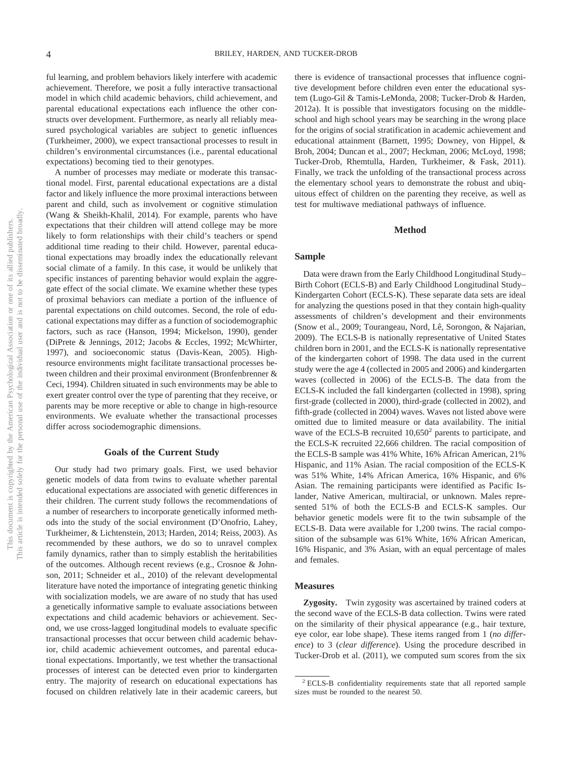ful learning, and problem behaviors likely interfere with academic achievement. Therefore, we posit a fully interactive transactional model in which child academic behaviors, child achievement, and parental educational expectations each influence the other constructs over development. Furthermore, as nearly all reliably measured psychological variables are subject to genetic influences (Turkheimer, 2000), we expect transactional processes to result in children's environmental circumstances (i.e., parental educational expectations) becoming tied to their genotypes.

A number of processes may mediate or moderate this transactional model. First, parental educational expectations are a distal factor and likely influence the more proximal interactions between parent and child, such as involvement or cognitive stimulation (Wang & Sheikh-Khalil, 2014). For example, parents who have expectations that their children will attend college may be more likely to form relationships with their child's teachers or spend additional time reading to their child. However, parental educational expectations may broadly index the educationally relevant social climate of a family. In this case, it would be unlikely that specific instances of parenting behavior would explain the aggregate effect of the social climate. We examine whether these types of proximal behaviors can mediate a portion of the influence of parental expectations on child outcomes. Second, the role of educational expectations may differ as a function of sociodemographic factors, such as race (Hanson, 1994; Mickelson, 1990), gender (DiPrete & Jennings, 2012; Jacobs & Eccles, 1992; McWhirter, 1997), and socioeconomic status (Davis-Kean, 2005). High-resource environments might facilitate transactional processes between children and their proximal environment (Bronfenbrenner & Ceci, 1994). Children situated in such environments may be able to exert greater control over the type of parenting that they receive, or parents may be more receptive or able to change in high-resource environments. We evaluate whether the transactional processes differ across sociodemographic dimensions.

## Goals of the Current Study

Our study had two primary goals. First, we used behavior genetic models of data from twins to evaluate whether parental educational expectations are associated with genetic differences in their children. The current study follows the recommendations of a number of researchers to incorporate genetically informed methods into the study of the social environment (D'Onofrio, Lahey, Turkheimer, & Lichtenstein, 2013; Harden, 2014; Reiss, 2003). As recommended by these authors, we do so to unravel complex family dynamics, rather than to simply establish the heritabilities of the outcomes. Although recent reviews (e.g., Crosnoe & Johnson, 2011; Schneider et al., 2010) of the relevant developmental literature have noted the importance of integrating genetic thinking with socialization models, we are aware of no study that has used a genetically informative sample to evaluate associations between expectations and child academic behaviors or achievement. Second, we use cross-lagged longitudinal models to evaluate specific transactional processes that occur between child academic behavior, child academic achievement outcomes, and parental educational expectations. Importantly, we test whether the transactional processes of interest can be detected even prior to kindergarten entry. The majority of research on educational expectations has focused on children relatively late in their academic careers, but there is evidence of transactional processes that influence cognitive development before children even enter the educational system (Lugo-Gil & Tamis-LeMonda, 2008; Tucker-Drob & Harden, 2012a). It is possible that investigators focusing on the middle-school and high school years may be searching in the wrong place for the origins of social stratification in academic achievement and educational attainment (Barnett, 1995; Downey, von Hippel, & Broh, 2004; Duncan et al., 2007; Heckman, 2006; McLoyd, 1998; Tucker-Drob, Rhemtulla, Harden, Turkheimer, & Fask, 2011). Finally, we track the unfolding of the transactional process across the elementary school years to demonstrate the robust and ubiquitous effect of children on the parenting they receive, as well as test for multiwave mediational pathways of influence.

## Method

### Sample

Data were drawn from the Early Childhood Longitudinal Study–Birth Cohort (ECLS-B) and Early Childhood Longitudinal Study–Kindergarten Cohort (ECLS-K). These separate data sets are ideal for analyzing the questions posed in that they contain high-quality assessments of children's development and their environments (Snow et al., 2009; Tourangeau, Nord, Lê, Sorongon, & Najarian, 2009). The ECLS-B is nationally representative of United States children born in 2001, and the ECLS-K is nationally representative of the kindergarten cohort of 1998. The data used in the current study were the age 4 (collected in 2005 and 2006) and kindergarten waves (collected in 2006) of the ECLS-B. The data from the ECLS-K included the fall kindergarten (collected in 1998), spring first-grade (collected in 2000), third-grade (collected in 2002), and fifth-grade (collected in 2004) waves. Waves not listed above were omitted due to limited measure or data availability. The initial wave of the ECLS-B recruited 10,650[2] parents to participate, and the ECLS-K recruited 22,666 children. The racial composition of the ECLS-B sample was 41% White, 16% African American, 21% Hispanic, and 11% Asian. The racial composition of the ECLS-K was 51% White, 14% African America, 16% Hispanic, and 6% Asian. The remaining participants were identified as Pacific Islander, Native American, multiracial, or unknown. Males represented 51% of both the ECLS-B and ECLS-K samples. Our behavior genetic models were fit to the twin subsample of the ECLS-B. Data were available for 1,200 twins. The racial composition of the subsample was 61% White, 16% African American, 16% Hispanic, and 3% Asian, with an equal percentage of males and females.

### Measures

**Zygosity.** Twin zygosity was ascertained by trained coders at the second wave of the ECLS-B data collection. Twins were rated on the similarity of their physical appearance (e.g., hair texture, eye color, ear lobe shape). These items ranged from 1 (*no difference*) to 3 (*clear difference*). Using the procedure described in Tucker-Drob et al. (2011), we computed sum scores from the six

[2] ECLS-B confidentiality requirements state that all reported sample sizes must be rounded to the nearest 50.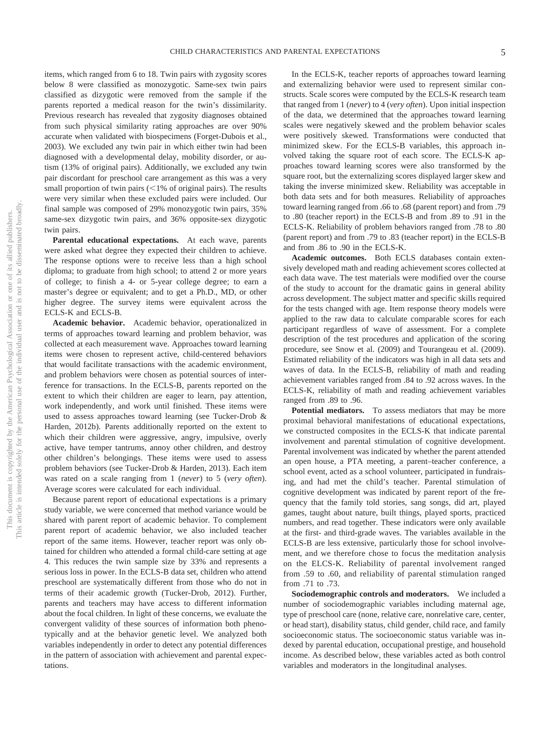items, which ranged from 6 to 18. Twin pairs with zygosity scores below 8 were classified as monozygotic. Same-sex twin pairs classified as dizygotic were removed from the sample if the parents reported a medical reason for the twin's dissimilarity. Previous research has revealed that zygosity diagnoses obtained from such physical similarity rating approaches are over 90% accurate when validated with biospecimens (Forget-Dubois et al., 2003). We excluded any twin pair in which either twin had been diagnosed with a developmental delay, mobility disorder, or autism (13% of original pairs). Additionally, we excluded any twin pair discordant for preschool care arrangement as this was a very small proportion of twin pairs (<1% of original pairs). The results were very similar when these excluded pairs were included. Our final sample was composed of 29% monozygotic twin pairs, 35% same-sex dizygotic twin pairs, and 36% opposite-sex dizygotic twin pairs.

**Parental educational expectations.** At each wave, parents were asked what degree they expected their children to achieve. The response options were to receive less than a high school diploma; to graduate from high school; to attend 2 or more years of college; to finish a 4- or 5-year college degree; to earn a master's degree or equivalent; and to get a Ph.D., MD, or other higher degree. The survey items were equivalent across the ECLS-K and ECLS-B.

**Academic behavior.** Academic behavior, operationalized in terms of approaches toward learning and problem behavior, was collected at each measurement wave. Approaches toward learning items were chosen to represent active, child-centered behaviors that would facilitate transactions with the academic environment, and problem behaviors were chosen as potential sources of interference for transactions. In the ECLS-B, parents reported on the extent to which their children are eager to learn, pay attention, work independently, and work until finished. These items were used to assess approaches toward learning (see Tucker-Drob & Harden, 2012b). Parents additionally reported on the extent to which their children were aggressive, angry, impulsive, overly active, have temper tantrums, annoy other children, and destroy other children's belongings. These items were used to assess problem behaviors (see Tucker-Drob & Harden, 2013). Each item was rated on a scale ranging from 1 (*never*) to 5 (*very often*). Average scores were calculated for each individual.

Because parent report of educational expectations is a primary study variable, we were concerned that method variance would be shared with parent report of academic behavior. To complement parent report of academic behavior, we also included teacher report of the same items. However, teacher report was only obtained for children who attended a formal child-care setting at age 4. This reduces the twin sample size by 33% and represents a serious loss in power. In the ECLS-B data set, children who attend preschool are systematically different from those who do not in terms of their academic growth (Tucker-Drob, 2012). Further, parents and teachers may have access to different information about the focal children. In light of these concerns, we evaluate the convergent validity of these sources of information both phenotypically and at the behavior genetic level. We analyzed both variables independently in order to detect any potential differences in the pattern of association with achievement and parental expectations.

In the ECLS-K, teacher reports of approaches toward learning and externalizing behavior were used to represent similar constructs. Scale scores were computed by the ECLS-K research team that ranged from 1 (*never*) to 4 (*very often*). Upon initial inspection of the data, we determined that the approaches toward learning scales were negatively skewed and the problem behavior scales were positively skewed. Transformations were conducted that minimized skew. For the ECLS-B variables, this approach involved taking the square root of each score. The ECLS-K approaches toward learning scores were also transformed by the square root, but the externalizing scores displayed larger skew and taking the inverse minimized skew. Reliability was acceptable in both data sets and for both measures. Reliability of approaches toward learning ranged from .66 to .68 (parent report) and from .79 to .80 (teacher report) in the ECLS-B and from .89 to .91 in the ECLS-K. Reliability of problem behaviors ranged from .78 to .80 (parent report) and from .79 to .83 (teacher report) in the ECLS-B and from .86 to .90 in the ECLS-K.

**Academic outcomes.** Both ECLS databases contain extensively developed math and reading achievement scores collected at each data wave. The test materials were modified over the course of the study to account for the dramatic gains in general ability across development. The subject matter and specific skills required for the tests changed with age. Item response theory models were applied to the raw data to calculate comparable scores for each participant regardless of wave of assessment. For a complete description of the test procedures and application of the scoring procedure, see Snow et al. (2009) and Tourangeau et al. (2009). Estimated reliability of the indicators was high in all data sets and waves of data. In the ECLS-B, reliability of math and reading achievement variables ranged from .84 to .92 across waves. In the ECLS-K, reliability of math and reading achievement variables ranged from .89 to .96.

**Potential mediators.** To assess mediators that may be more proximal behavioral manifestations of educational expectations, we constructed composites in the ECLS-K that indicate parental involvement and parental stimulation of cognitive development. Parental involvement was indicated by whether the parent attended an open house, a PTA meeting, a parent–teacher conference, a school event, acted as a school volunteer, participated in fundraising, and had met the child's teacher. Parental stimulation of cognitive development was indicated by parent report of the frequency that the family told stories, sang songs, did art, played games, taught about nature, built things, played sports, practiced numbers, and read together. These indicators were only available at the first- and third-grade waves. The variables available in the ECLS-B are less extensive, particularly those for school involvement, and we therefore chose to focus the meditation analysis on the ELCS-K. Reliability of parental involvement ranged from .59 to .60, and reliability of parental stimulation ranged from .71 to .73.

**Sociodemographic controls and moderators.** We included a number of sociodemographic variables including maternal age, type of preschool care (none, relative care, nonrelative care, center, or head start), disability status, child gender, child race, and family socioeconomic status. The socioeconomic status variable was indexed by parental education, occupational prestige, and household income. As described below, these variables acted as both control variables and moderators in the longitudinal analyses.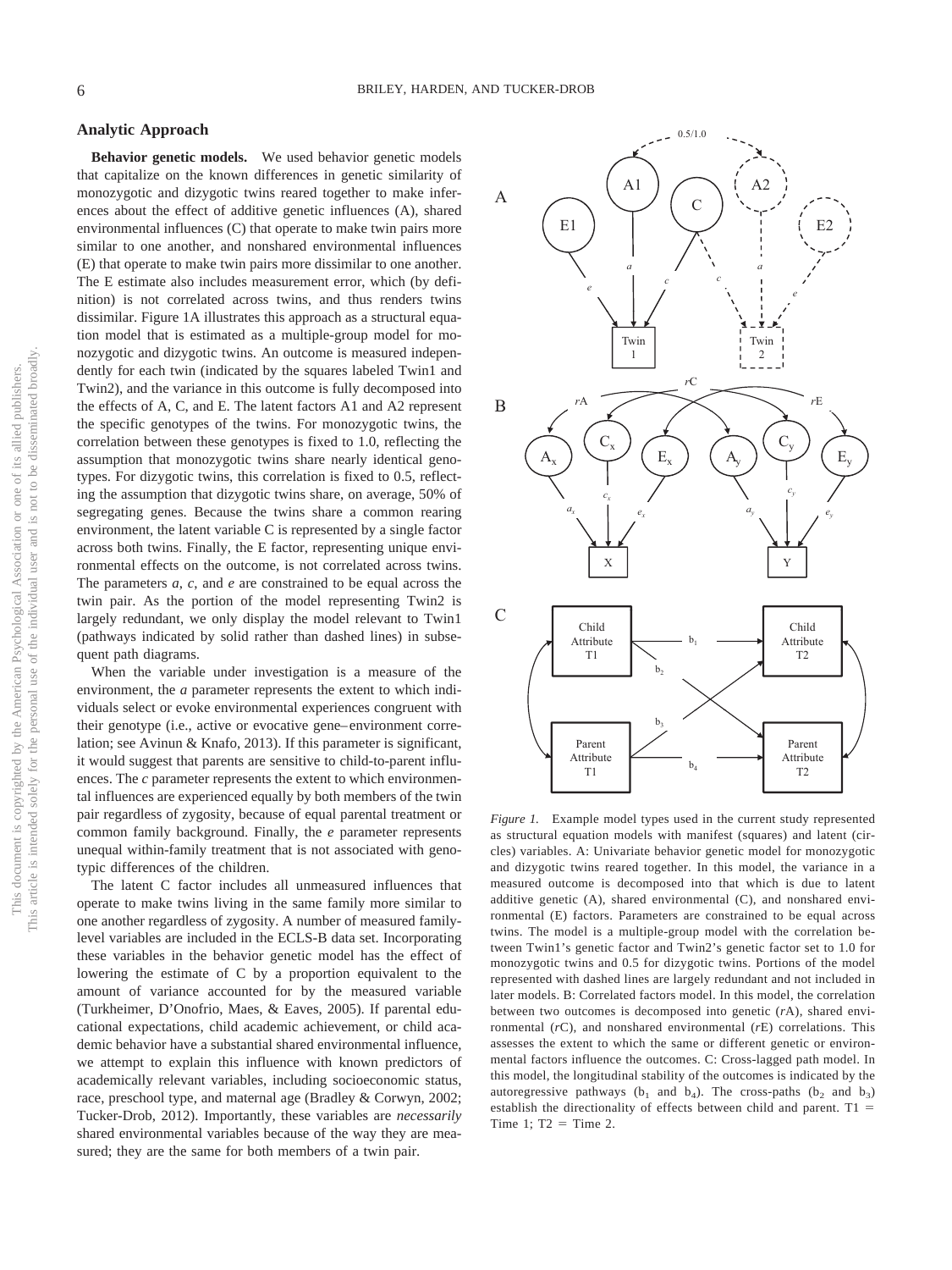## Analytic Approach

**Behavior genetic models.** We used behavior genetic models that capitalize on the known differences in genetic similarity of monozygotic and dizygotic twins reared together to make inferences about the effect of additive genetic influences (A), shared environmental influences (C) that operate to make twin pairs more similar to one another, and nonshared environmental influences (E) that operate to make twin pairs more dissimilar to one another. The E estimate also includes measurement error, which (by definition) is not correlated across twins, and thus renders twins dissimilar. Figure 1A illustrates this approach as a structural equation model that is estimated as a multiple-group model for monozygotic and dizygotic twins. An outcome is measured independently for each twin (indicated by the squares labeled Twin1 and Twin2), and the variance in this outcome is fully decomposed into the effects of A, C, and E. The latent factors A1 and A2 represent the specific genotypes of the twins. For monozygotic twins, the correlation between these genotypes is fixed to 1.0, reflecting the assumption that monozygotic twins share nearly identical genotypes. For dizygotic twins, this correlation is fixed to 0.5, reflecting the assumption that dizygotic twins share, on average, 50% of segregating genes. Because the twins share a common rearing environment, the latent variable C is represented by a single factor across both twins. Finally, the E factor, representing unique environmental effects on the outcome, is not correlated across twins. The parameters *a*, *c*, and *e* are constrained to be equal across the twin pair. As the portion of the model representing Twin2 is largely redundant, we only display the model relevant to Twin1 (pathways indicated by solid rather than dashed lines) in subsequent path diagrams.

When the variable under investigation is a measure of the environment, the *a* parameter represents the extent to which individuals select or evoke environmental experiences congruent with their genotype (i.e., active or evocative gene–environment correlation; see Avinun & Knafo, 2013). If this parameter is significant, it would suggest that parents are sensitive to child-to-parent influences. The *c* parameter represents the extent to which environmental influences are experienced equally by both members of the twin pair regardless of zygosity, because of equal parental treatment or common family background. Finally, the *e* parameter represents unequal within-family treatment that is not associated with genotypic differences of the children.

The latent C factor includes all unmeasured influences that operate to make twins living in the same family more similar to one another regardless of zygosity. A number of measured family-level variables are included in the ECLS-B data set. Incorporating these variables in the behavior genetic model has the effect of lowering the estimate of C by a proportion equivalent to the amount of variance accounted for by the measured variable (Turkheimer, D'Onofrio, Maes, & Eaves, 2005). If parental educational expectations, child academic achievement, or child academic behavior have a substantial shared environmental influence, we attempt to explain this influence with known predictors of academically relevant variables, including socioeconomic status, race, preschool type, and maternal age (Bradley & Corwyn, 2002; Tucker-Drob, 2012). Importantly, these variables are *necessarily* shared environmental variables because of the way they are measured; they are the same for both members of a twin pair.

*Figure 1.* Example model types used in the current study represented as structural equation models with manifest (squares) and latent (circles) variables. A: Univariate behavior genetic model for monozygotic and dizygotic twins reared together. In this model, the variance in a measured outcome is decomposed into that which is due to latent additive genetic (A), shared environmental (C), and nonshared environmental (E) factors. Parameters are constrained to be equal across twins. The model is a multiple-group model with the correlation between Twin1's genetic factor and Twin2's genetic factor set to 1.0 for monozygotic twins and 0.5 for dizygotic twins. Portions of the model represented with dashed lines are largely redundant and not included in later models. B: Correlated factors model. In this model, the correlation between two outcomes is decomposed into genetic (*r*A), shared environmental (*r*C), and nonshared environmental (*r*E) correlations. This assesses the extent to which the same or different genetic or environmental factors influence the outcomes. C: Cross-lagged path model. In this model, the longitudinal stability of the outcomes is indicated by the autoregressive pathways ($b_1$ and $b_4$). The cross-paths ($b_2$ and $b_3$) establish the directionality of effects between child and parent. T1 = Time 1; T2 = Time 2.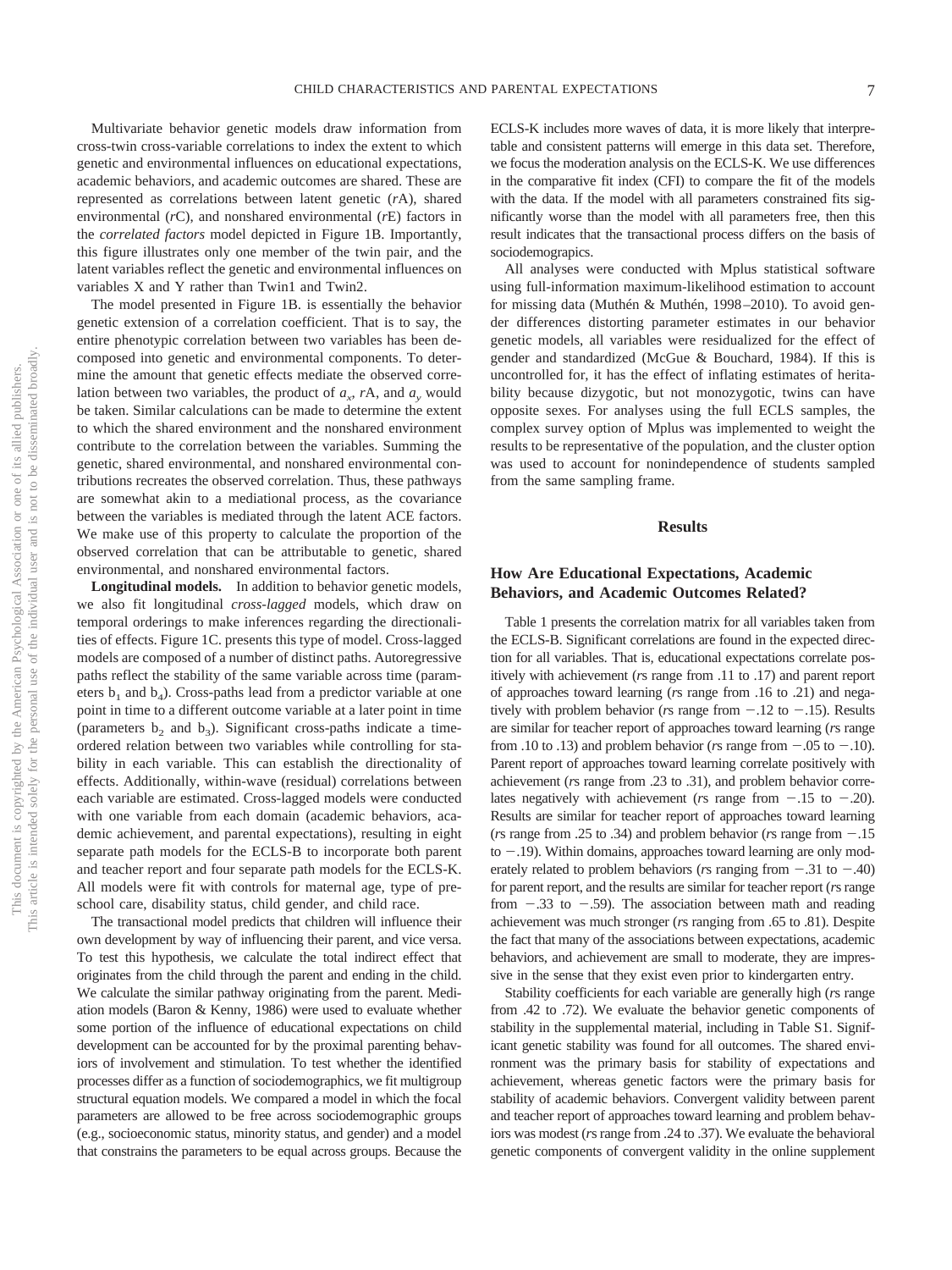Multivariate behavior genetic models draw information from cross-twin cross-variable correlations to index the extent to which genetic and environmental influences on educational expectations, academic behaviors, and academic outcomes are shared. These are represented as correlations between latent genetic (*r*A), shared environmental (*r*C), and nonshared environmental (*r*E) factors in the *correlated factors* model depicted in Figure 1B. Importantly, this figure illustrates only one member of the twin pair, and the latent variables reflect the genetic and environmental influences on variables X and Y rather than Twin1 and Twin2.

The model presented in Figure 1B. is essentially the behavior genetic extension of a correlation coefficient. That is to say, the entire phenotypic correlation between two variables has been decomposed into genetic and environmental components. To determine the amount that genetic effects mediate the observed correlation between two variables, the product of $a_x$, *r*A, and $a_y$ would be taken. Similar calculations can be made to determine the extent to which the shared environment and the nonshared environment contribute to the correlation between the variables. Summing the genetic, shared environmental, and nonshared environmental contributions recreates the observed correlation. Thus, these pathways are somewhat akin to a mediational process, as the covariance between the variables is mediated through the latent ACE factors. We make use of this property to calculate the proportion of the observed correlation that can be attributable to genetic, shared environmental, and nonshared environmental factors.

**Longitudinal models.** In addition to behavior genetic models, we also fit longitudinal *cross-lagged* models, which draw on temporal orderings to make inferences regarding the directionalities of effects. Figure 1C. presents this type of model. Cross-lagged models are composed of a number of distinct paths. Autoregressive paths reflect the stability of the same variable across time (parameters $b_1$ and $b_4$). Cross-paths lead from a predictor variable at one point in time to a different outcome variable at a later point in time (parameters $b_2$ and $b_3$). Significant cross-paths indicate a time-ordered relation between two variables while controlling for stability in each variable. This can establish the directionality of effects. Additionally, within-wave (residual) correlations between each variable are estimated. Cross-lagged models were conducted with one variable from each domain (academic behaviors, academic achievement, and parental expectations), resulting in eight separate path models for the ECLS-B to incorporate both parent and teacher report and four separate path models for the ECLS-K. All models were fit with controls for maternal age, type of preschool care, disability status, child gender, and child race.

The transactional model predicts that children will influence their own development by way of influencing their parent, and vice versa. To test this hypothesis, we calculate the total indirect effect that originates from the child through the parent and ending in the child. We calculate the similar pathway originating from the parent. Mediation models (Baron & Kenny, 1986) were used to evaluate whether some portion of the influence of educational expectations on child development can be accounted for by the proximal parenting behaviors of involvement and stimulation. To test whether the identified processes differ as a function of sociodemographics, we fit multigroup structural equation models. We compared a model in which the focal parameters are allowed to be free across sociodemographic groups (e.g., socioeconomic status, minority status, and gender) and a model that constrains the parameters to be equal across groups. Because the ECLS-K includes more waves of data, it is more likely that interpretable and consistent patterns will emerge in this data set. Therefore, we focus the moderation analysis on the ECLS-K. We use differences in the comparative fit index (CFI) to compare the fit of the models with the data. If the model with all parameters constrained fits significantly worse than the model with all parameters free, then this result indicates that the transactional process differs on the basis of sociodemograpics.

All analyses were conducted with Mplus statistical software using full-information maximum-likelihood estimation to account for missing data (Muthén & Muthén, 1998–2010). To avoid gender differences distorting parameter estimates in our behavior genetic models, all variables were residualized for the effect of gender and standardized (McGue & Bouchard, 1984). If this is uncontrolled for, it has the effect of inflating estimates of heritability because dizygotic, but not monozygotic, twins can have opposite sexes. For analyses using the full ECLS samples, the complex survey option of Mplus was implemented to weight the results to be representative of the population, and the cluster option was used to account for nonindependence of students sampled from the same sampling frame.

## Results

### How Are Educational Expectations, Academic Behaviors, and Academic Outcomes Related?

Table 1 presents the correlation matrix for all variables taken from the ECLS-B. Significant correlations are found in the expected direction for all variables. That is, educational expectations correlate positively with achievement (*r*s range from .11 to .17) and parent report of approaches toward learning (*r*s range from .16 to .21) and negatively with problem behavior (*r*s range from −.12 to −.15). Results are similar for teacher report of approaches toward learning (*r*s range from .10 to .13) and problem behavior (*r*s range from −.05 to −.10). Parent report of approaches toward learning correlate positively with achievement (*r*s range from .23 to .31), and problem behavior correlates negatively with achievement (*r*s range from −.15 to −.20). Results are similar for teacher report of approaches toward learning (*r*s range from .25 to .34) and problem behavior (*r*s range from −.15 to −.19). Within domains, approaches toward learning are only moderately related to problem behaviors (*r*s ranging from −.31 to −.40) for parent report, and the results are similar for teacher report (*r*s range from −.33 to −.59). The association between math and reading achievement was much stronger (*r*s ranging from .65 to .81). Despite the fact that many of the associations between expectations, academic behaviors, and achievement are small to moderate, they are impressive in the sense that they exist even prior to kindergarten entry.

Stability coefficients for each variable are generally high (*r*s range from .42 to .72). We evaluate the behavior genetic components of stability in the supplemental material, including in Table S1. Significant genetic stability was found for all outcomes. The shared environment was the primary basis for stability of expectations and achievement, whereas genetic factors were the primary basis for stability of academic behaviors. Convergent validity between parent and teacher report of approaches toward learning and problem behaviors was modest (*r*s range from .24 to .37). We evaluate the behavioral genetic components of convergent validity in the online supplement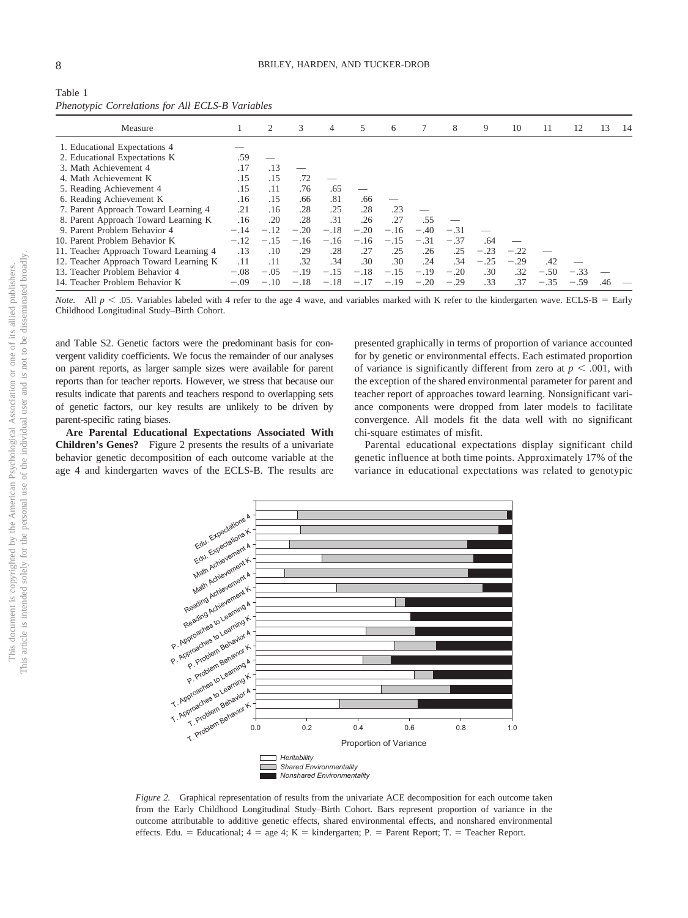Table 1
*Phenotypic Correlations for All ECLS-B Variables*

| Measure | 1 | 2 | 3 | 4 | 5 | 6 | 7 | 8 | 9 | 10 | 11 | 12 | 13 | 14 |
|---|---|---|---|---|---|---|---|---|---|---|---|---|---|---|
| 1. Educational Expectations 4 | — | | | | | | | | | | | | | |
| 2. Educational Expectations K | .59 | — | | | | | | | | | | | | |
| 3. Math Achievement 4 | .17 | .13 | — | | | | | | | | | | | |
| 4. Math Achievement K | .15 | .15 | .72 | — | | | | | | | | | | |
| 5. Reading Achievement 4 | .15 | .11 | .76 | .65 | — | | | | | | | | | |
| 6. Reading Achievement K | .16 | .15 | .66 | .81 | .66 | — | | | | | | | | |
| 7. Parent Approach Toward Learning 4 | .21 | .16 | .28 | .25 | .28 | .23 | — | | | | | | | |
| 8. Parent Approach Toward Learning K | .16 | .20 | .28 | .31 | .26 | .27 | .55 | — | | | | | | |
| 9. Parent Problem Behavior 4 | −.14 | −.12 | −.20 | −.18 | −.20 | −.16 | −.40 | −.31 | — | | | | | |
| 10. Parent Problem Behavior K | −.12 | −.15 | −.16 | −.16 | −.16 | −.15 | −.31 | −.37 | .64 | — | | | | |
| 11. Teacher Approach Toward Learning 4 | .13 | .10 | .29 | .28 | .27 | .25 | .26 | .25 | −.23 | −.22 | — | | | |
| 12. Teacher Approach Toward Learning K | .11 | .11 | .32 | .34 | .30 | .30 | .24 | .34 | −.25 | −.29 | .42 | — | | |
| 13. Teacher Problem Behavior 4 | −.08 | −.05 | −.19 | −.15 | −.18 | −.15 | −.19 | −.20 | .30 | .32 | −.50 | −.33 | — | |
| 14. Teacher Problem Behavior K | −.09 | −.10 | −.18 | −.18 | −.17 | −.19 | −.20 | −.29 | .33 | .37 | −.35 | −.59 | .46 | — |

*Note.* All $p < .05$. Variables labeled with 4 refer to the age 4 wave, and variables marked with K refer to the kindergarten wave. ECLS-B = Early Childhood Longitudinal Study–Birth Cohort.

and Table S2. Genetic factors were the predominant basis for convergent validity coefficients. We focus the remainder of our analyses on parent reports, as larger sample sizes were available for parent reports than for teacher reports. However, we stress that because our results indicate that parents and teachers respond to overlapping sets of genetic factors, our key results are unlikely to be driven by parent-specific rating biases.

**Are Parental Educational Expectations Associated With Children's Genes?** Figure 2 presents the results of a univariate behavior genetic decomposition of each outcome variable at the age 4 and kindergarten waves of the ECLS-B. The results are presented graphically in terms of proportion of variance accounted for by genetic or environmental effects. Each estimated proportion of variance is significantly different from zero at $p < .001$, with the exception of the shared environmental parameter for parent and teacher report of approaches toward learning. Nonsignificant variance components were dropped from later models to facilitate convergence. All models fit the data well with no significant chi-square estimates of misfit.

Parental educational expectations display significant child genetic influence at both time points. Approximately 17% of the variance in educational expectations was related to genotypic

*Figure 2.* Graphical representation of results from the univariate ACE decomposition for each outcome taken from the Early Childhood Longitudinal Study–Birth Cohort. Bars represent proportion of variance in the outcome attributable to additive genetic effects, shared environmental effects, and nonshared environmental effects. Edu. = Educational; 4 = age 4; K = kindergarten; P. = Parent Report; T. = Teacher Report.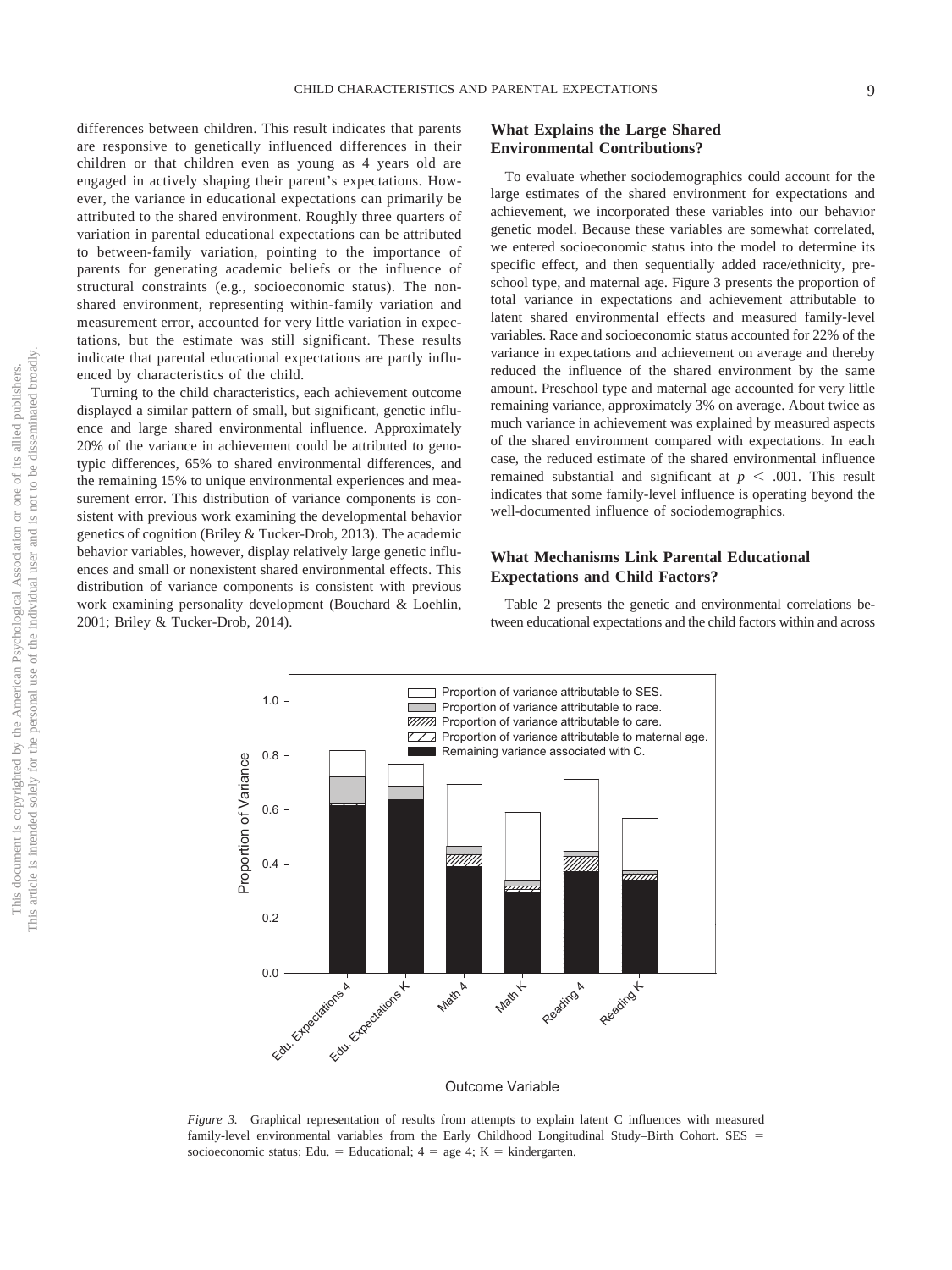differences between children. This result indicates that parents are responsive to genetically influenced differences in their children or that children even as young as 4 years old are engaged in actively shaping their parent's expectations. However, the variance in educational expectations can primarily be attributed to the shared environment. Roughly three quarters of variation in parental educational expectations can be attributed to between-family variation, pointing to the importance of parents for generating academic beliefs or the influence of structural constraints (e.g., socioeconomic status). The nonshared environment, representing within-family variation and measurement error, accounted for very little variation in expectations, but the estimate was still significant. These results indicate that parental educational expectations are partly influenced by characteristics of the child.

Turning to the child characteristics, each achievement outcome displayed a similar pattern of small, but significant, genetic influence and large shared environmental influence. Approximately 20% of the variance in achievement could be attributed to genotypic differences, 65% to shared environmental differences, and the remaining 15% to unique environmental experiences and measurement error. This distribution of variance components is consistent with previous work examining the developmental behavior genetics of cognition (Briley & Tucker-Drob, 2013). The academic behavior variables, however, display relatively large genetic influences and small or nonexistent shared environmental effects. This distribution of variance components is consistent with previous work examining personality development (Bouchard & Loehlin, 2001; Briley & Tucker-Drob, 2014).

### What Explains the Large Shared Environmental Contributions?

To evaluate whether sociodemographics could account for the large estimates of the shared environment for expectations and achievement, we incorporated these variables into our behavior genetic model. Because these variables are somewhat correlated, we entered socioeconomic status into the model to determine its specific effect, and then sequentially added race/ethnicity, preschool type, and maternal age. Figure 3 presents the proportion of total variance in expectations and achievement attributable to latent shared environmental effects and measured family-level variables. Race and socioeconomic status accounted for 22% of the variance in expectations and achievement on average and thereby reduced the influence of the shared environment by the same amount. Preschool type and maternal age accounted for very little remaining variance, approximately 3% on average. About twice as much variance in achievement was explained by measured aspects of the shared environment compared with expectations. In each case, the reduced estimate of the shared environmental influence remained substantial and significant at $p < .001$. This result indicates that some family-level influence is operating beyond the well-documented influence of sociodemographics.

### What Mechanisms Link Parental Educational Expectations and Child Factors?

Table 2 presents the genetic and environmental correlations between educational expectations and the child factors within and across

*Figure 3.* Graphical representation of results from attempts to explain latent C influences with measured family-level environmental variables from the Early Childhood Longitudinal Study–Birth Cohort. SES = socioeconomic status; Edu. = Educational; 4 = age 4; K = kindergarten.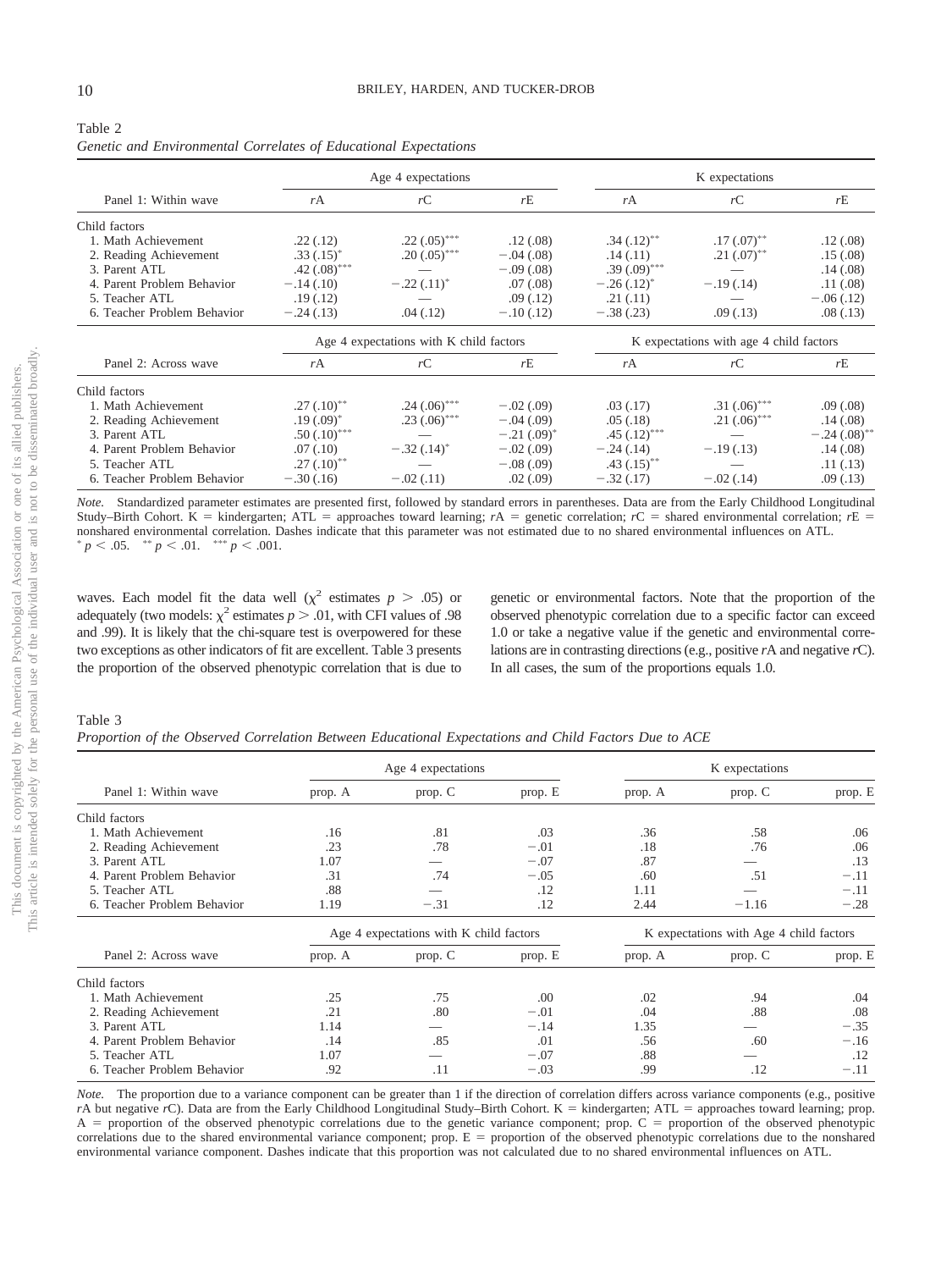Table 2
*Genetic and Environmental Correlates of Educational Expectations*

| Panel 1: Within wave | Age 4 expectations | | | K expectations | | |
|---|---|---|---|---|---|---|
| | *r*A | *r*C | *r*E | *r*A | *r*C | *r*E |
| Child factors | | | | | | |
| 1. Math Achievement | .22 (.12) | .22 (.05)*** | .12 (.08) | .34 (.12)** | .17 (.07)** | .12 (.08) |
| 2. Reading Achievement | .33 (.15)* | .20 (.05)*** | −.04 (.08) | .14 (.11) | .21 (.07)** | .15 (.08) |
| 3. Parent ATL | .42 (.08)*** | — | −.09 (.08) | .39 (.09)*** | — | .14 (.08) |
| 4. Parent Problem Behavior | −.14 (.10) | −.22 (.11)* | .07 (.08) | −.26 (.12)* | −.19 (.14) | .11 (.08) |
| 5. Teacher ATL | .19 (.12) | — | .09 (.12) | .21 (.11) | — | −.06 (.12) |
| 6. Teacher Problem Behavior | −.24 (.13) | .04 (.12) | −.10 (.12) | −.38 (.23) | .09 (.13) | .08 (.13) |
| **Panel 2: Across wave** | **Age 4 expectations with K child factors** | | | **K expectations with age 4 child factors** | | |
| | *r*A | *r*C | *r*E | *r*A | *r*C | *r*E |
| Child factors | | | | | | |
| 1. Math Achievement | .27 (.10)** | .24 (.06)*** | −.02 (.09) | .03 (.17) | .31 (.06)*** | .09 (.08) |
| 2. Reading Achievement | .19 (.09)* | .23 (.06)*** | −.04 (.09) | .05 (.18) | .21 (.06)*** | .14 (.08) |
| 3. Parent ATL | .50 (.10)*** | — | −.21 (.09)* | .45 (.12)*** | — | −.24 (.08)** |
| 4. Parent Problem Behavior | .07 (.10) | −.32 (.14)* | −.02 (.09) | −.24 (.14) | −.19 (.13) | .14 (.08) |
| 5. Teacher ATL | .27 (.10)** | — | −.08 (.09) | .43 (.15)** | — | .11 (.13) |
| 6. Teacher Problem Behavior | −.30 (.16) | −.02 (.11) | .02 (.09) | −.32 (.17) | −.02 (.14) | .09 (.13) |

*Note.* Standardized parameter estimates are presented first, followed by standard errors in parentheses. Data are from the Early Childhood Longitudinal Study–Birth Cohort. K = kindergarten; ATL = approaches toward learning; *r*A = genetic correlation; *r*C = shared environmental correlation; *r*E = nonshared environmental correlation. Dashes indicate that this parameter was not estimated due to no shared environmental influences on ATL.
* $p < .05$. ** $p < .01$. *** $p < .001$.

waves. Each model fit the data well ($\chi^2$ estimates $p > .05$) or adequately (two models: $\chi^2$ estimates $p > .01$, with CFI values of .98 and .99). It is likely that the chi-square test is overpowered for these two exceptions as other indicators of fit are excellent. Table 3 presents the proportion of the observed phenotypic correlation that is due to genetic or environmental factors. Note that the proportion of the observed phenotypic correlation due to a specific factor can exceed 1.0 or take a negative value if the genetic and environmental correlations are in contrasting directions (e.g., positive *r*A and negative *r*C). In all cases, the sum of the proportions equals 1.0.

Table 3
*Proportion of the Observed Correlation Between Educational Expectations and Child Factors Due to ACE*

| Panel 1: Within wave | Age 4 expectations | | | K expectations | | |
|---|---|---|---|---|---|---|
| | prop. A | prop. C | prop. E | prop. A | prop. C | prop. E |
| Child factors | | | | | | |
| 1. Math Achievement | .16 | .81 | .03 | .36 | .58 | .06 |
| 2. Reading Achievement | .23 | .78 | −.01 | .18 | .76 | .06 |
| 3. Parent ATL | 1.07 | — | −.07 | .87 | — | .13 |
| 4. Parent Problem Behavior | .31 | .74 | −.05 | .60 | .51 | −.11 |
| 5. Teacher ATL | .88 | — | .12 | 1.11 | — | −.11 |
| 6. Teacher Problem Behavior | 1.19 | −.31 | .12 | 2.44 | −1.16 | −.28 |
| **Panel 2: Across wave** | **Age 4 expectations with K child factors** | | | **K expectations with Age 4 child factors** | | |
| | prop. A | prop. C | prop. E | prop. A | prop. C | prop. E |
| Child factors | | | | | | |
| 1. Math Achievement | .25 | .75 | .00 | .02 | .94 | .04 |
| 2. Reading Achievement | .21 | .80 | −.01 | .04 | .88 | .08 |
| 3. Parent ATL | 1.14 | — | −.14 | 1.35 | — | −.35 |
| 4. Parent Problem Behavior | .14 | .85 | .01 | .56 | .60 | −.16 |
| 5. Teacher ATL | 1.07 | — | −.07 | .88 | — | .12 |
| 6. Teacher Problem Behavior | .92 | .11 | −.03 | .99 | .12 | −.11 |

*Note.* The proportion due to a variance component can be greater than 1 if the direction of correlation differs across variance components (e.g., positive *r*A but negative *r*C). Data are from the Early Childhood Longitudinal Study–Birth Cohort. K = kindergarten; ATL = approaches toward learning; prop. A = proportion of the observed phenotypic correlations due to the genetic variance component; prop. C = proportion of the observed phenotypic correlations due to the shared environmental variance component; prop. E = proportion of the observed phenotypic correlations due to the nonshared environmental variance component. Dashes indicate that this proportion was not calculated due to no shared environmental influences on ATL.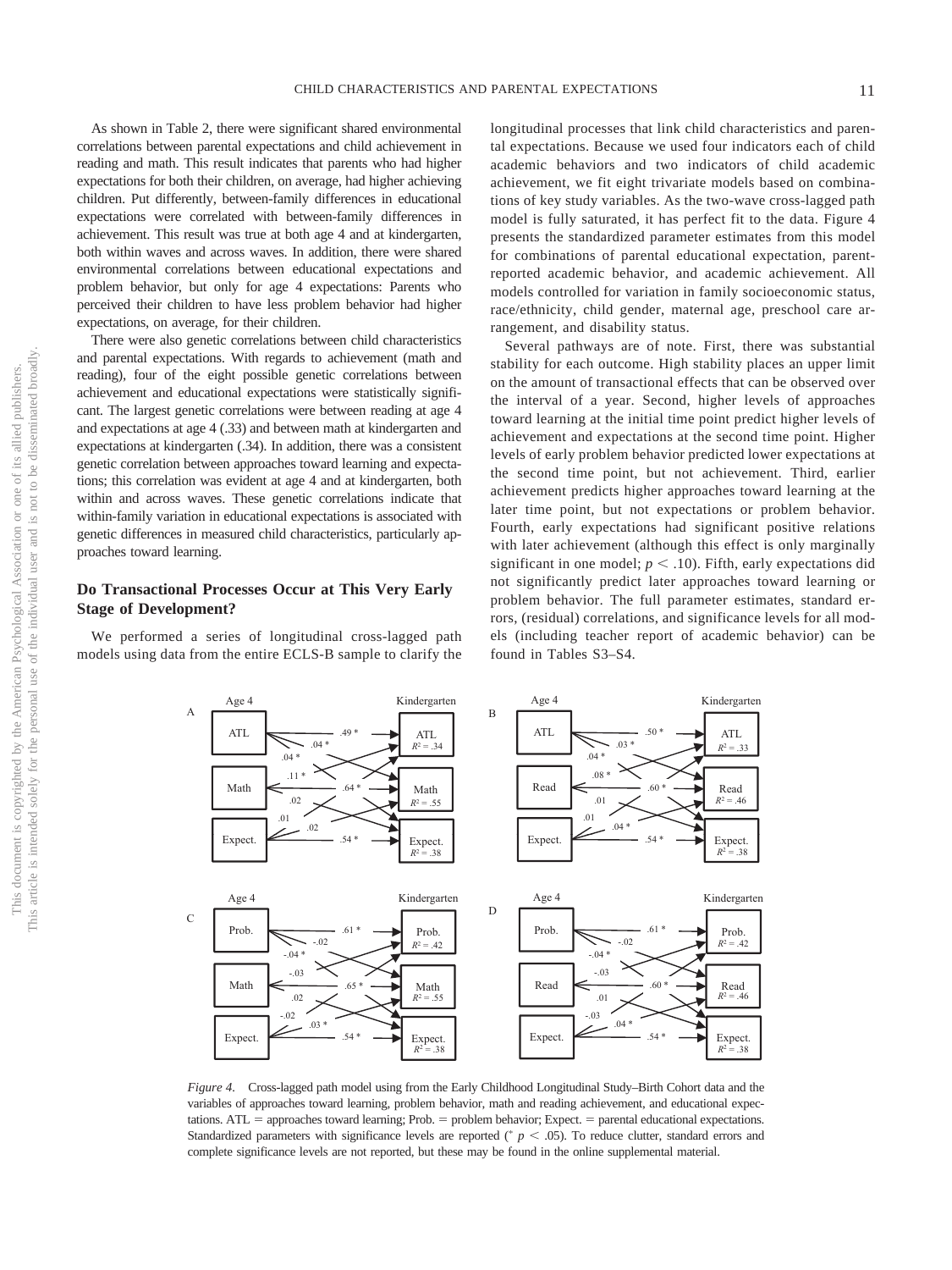As shown in Table 2, there were significant shared environmental correlations between parental expectations and child achievement in reading and math. This result indicates that parents who had higher expectations for both their children, on average, had higher achieving children. Put differently, between-family differences in educational expectations were correlated with between-family differences in achievement. This result was true at both age 4 and at kindergarten, both within waves and across waves. In addition, there were shared environmental correlations between educational expectations and problem behavior, but only for age 4 expectations: Parents who perceived their children to have less problem behavior had higher expectations, on average, for their children.

There were also genetic correlations between child characteristics and parental expectations. With regards to achievement (math and reading), four of the eight possible genetic correlations between achievement and educational expectations were statistically significant. The largest genetic correlations were between reading at age 4 and expectations at age 4 (.33) and between math at kindergarten and expectations at kindergarten (.34). In addition, there was a consistent genetic correlation between approaches toward learning and expectations; this correlation was evident at age 4 and at kindergarten, both within and across waves. These genetic correlations indicate that within-family variation in educational expectations is associated with genetic differences in measured child characteristics, particularly approaches toward learning.

## Do Transactional Processes Occur at This Very Early Stage of Development?

We performed a series of longitudinal cross-lagged path models using data from the entire ECLS-B sample to clarify the longitudinal processes that link child characteristics and parental expectations. Because we used four indicators each of child academic behaviors and two indicators of child academic achievement, we fit eight trivariate models based on combinations of key study variables. As the two-wave cross-lagged path model is fully saturated, it has perfect fit to the data. Figure 4 presents the standardized parameter estimates from this model for combinations of parental educational expectation, parent-reported academic behavior, and academic achievement. All models controlled for variation in family socioeconomic status, race/ethnicity, child gender, maternal age, preschool care arrangement, and disability status.

Several pathways are of note. First, there was substantial stability for each outcome. High stability places an upper limit on the amount of transactional effects that can be observed over the interval of a year. Second, higher levels of approaches toward learning at the initial time point predict higher levels of achievement and expectations at the second time point. Higher levels of early problem behavior predicted lower expectations at the second time point, but not achievement. Third, earlier achievement predicts higher approaches toward learning at the later time point, but not expectations or problem behavior. Fourth, early expectations had significant positive relations with later achievement (although this effect is only marginally significant in one model; $p < .10$). Fifth, early expectations did not significantly predict later approaches toward learning or problem behavior. The full parameter estimates, standard errors, (residual) correlations, and significance levels for all models (including teacher report of academic behavior) can be found in Tables S3–S4.

A
Age 4
Kindergarten
ATL
Math
Expect.
.49 *
.04 *
.04 *
.11 *
.64 *
.02
.01
.02
.54 *
ATL $R^2$ = .34
Math $R^2$ = .55
Expect. $R^2$ = .38

B
Age 4
Kindergarten
ATL
Read
Expect.
.50 *
.03 *
.04 *
.08 *
.60 *
.01
.01
.04 *
.54 *
ATL $R^2$ = .33
Read $R^2$ = .46
Expect. $R^2$ = .38

C
Age 4
Kindergarten
Prob.
Math
Expect.
.61 *
-.02
-.04 *
-.03
.65 *
.02
-.02
.03 *
.54 *
Prob. $R^2$ = .42
Math $R^2$ = .55
Expect. $R^2$ = .38

D
Age 4
Kindergarten
Prob.
Read
Expect.
.61 *
-.02
-.04 *
-.03
.60 *
.01
-.03
.04 *
.54 *
Prob. $R^2$ = .42
Read $R^2$ = .46
Expect. $R^2$ = .38

*Figure 4.* Cross-lagged path model using from the Early Childhood Longitudinal Study–Birth Cohort data and the variables of approaches toward learning, problem behavior, math and reading achievement, and educational expectations. ATL = approaches toward learning; Prob. = problem behavior; Expect. = parental educational expectations. Standardized parameters with significance levels are reported (* $p < .05$). To reduce clutter, standard errors and complete significance levels are not reported, but these may be found in the online supplemental material.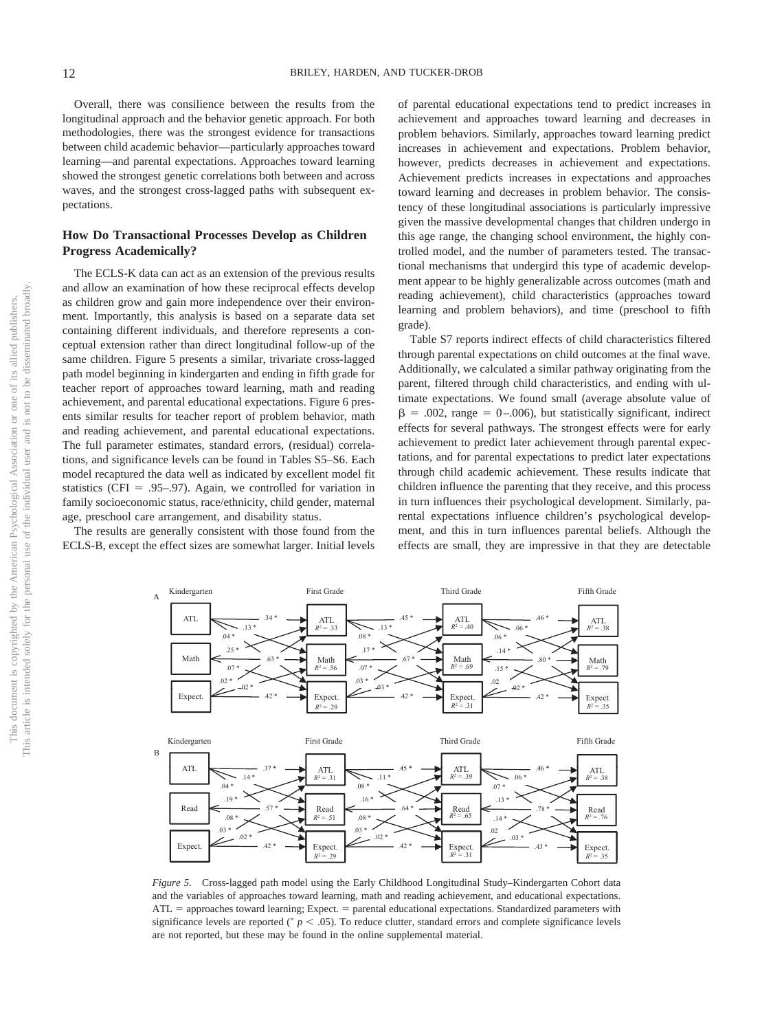Overall, there was consilience between the results from the longitudinal approach and the behavior genetic approach. For both methodologies, there was the strongest evidence for transactions between child academic behavior—particularly approaches toward learning—and parental expectations. Approaches toward learning showed the strongest genetic correlations both between and across waves, and the strongest cross-lagged paths with subsequent expectations.

## How Do Transactional Processes Develop as Children Progress Academically?

The ECLS-K data can act as an extension of the previous results and allow an examination of how these reciprocal effects develop as children grow and gain more independence over their environment. Importantly, this analysis is based on a separate data set containing different individuals, and therefore represents a conceptual extension rather than direct longitudinal follow-up of the same children. Figure 5 presents a similar, trivariate cross-lagged path model beginning in kindergarten and ending in fifth grade for teacher report of approaches toward learning, math and reading achievement, and parental educational expectations. Figure 6 presents similar results for teacher report of problem behavior, math and reading achievement, and parental educational expectations. The full parameter estimates, standard errors, (residual) correlations, and significance levels can be found in Tables S5–S6. Each model recaptured the data well as indicated by excellent model fit statistics (CFI = .95–.97). Again, we controlled for variation in family socioeconomic status, race/ethnicity, child gender, maternal age, preschool care arrangement, and disability status.

The results are generally consistent with those found from the ECLS-B, except the effect sizes are somewhat larger. Initial levels of parental educational expectations tend to predict increases in achievement and approaches toward learning and decreases in problem behaviors. Similarly, approaches toward learning predict increases in achievement and expectations. Problem behavior, however, predicts decreases in achievement and expectations. Achievement predicts increases in expectations and approaches toward learning and decreases in problem behavior. The consistency of these longitudinal associations is particularly impressive given the massive developmental changes that children undergo in this age range, the changing school environment, the highly controlled model, and the number of parameters tested. The transactional mechanisms that undergird this type of academic development appear to be highly generalizable across outcomes (math and reading achievement), child characteristics (approaches toward learning and problem behaviors), and time (preschool to fifth grade).

Table S7 reports indirect effects of child characteristics filtered through parental expectations on child outcomes at the final wave. Additionally, we calculated a similar pathway originating from the parent, filtered through child characteristics, and ending with ultimate expectations. We found small (average absolute value of $\beta$ = .002, range = 0–.006), but statistically significant, indirect effects for several pathways. The strongest effects were for early achievement to predict later achievement through parental expectations, and for parental expectations to predict later expectations through child academic achievement. These results indicate that children influence the parenting that they receive, and this process in turn influences their psychological development. Similarly, parental expectations influence children's psychological development, and this in turn influences parental beliefs. Although the effects are small, they are impressive in that they are detectable

A
Kindergarten First Grade Third Grade Fifth Grade
ATL Math Expect.
ATL $R^2$ = .33 Math $R^2$ = .56 Expect. $R^2$ = .29
ATL $R^2$ = .40 Math $R^2$ = .69 Expect. $R^2$ = .31
ATL $R^2$ = .38 Math $R^2$ = .79 Expect. $R^2$ = .35
.34 * .13 * .04 * .25 * .63 * .07 * .02 * .02 * .42 *
.45 * .13 * .08 * .17 * .67 * .07 * .03 * .03 * .42 *
.46 * .06 * .06 * .14 * .80 * .15 * .02 .02 * .42 *

B
Kindergarten First Grade Third Grade Fifth Grade
ATL Read Expect.
ATL $R^2$ = .31 Read $R^2$ = .51 Expect. $R^2$ = .29
ATL $R^2$ = .39 Read $R^2$ = .65 Expect. $R^2$ = .31
ATL $R^2$ = .38 Read $R^2$ = .76 Expect. $R^2$ = .35
.37 * .14 * .04 * .19 * .57 * .08 * .03 * .02 * .42 *
.45 * .11 * .08 * .16 * .64 * .08 * .03 * .02 * .42 *
.46 * .06 * .07 * .13 * .78 * .14 * .02 .03 * .43 *

*Figure 5.* Cross-lagged path model using the Early Childhood Longitudinal Study–Kindergarten Cohort data and the variables of approaches toward learning, math and reading achievement, and educational expectations. ATL = approaches toward learning; Expect. = parental educational expectations. Standardized parameters with significance levels are reported (* $p < .05$). To reduce clutter, standard errors and complete significance levels are not reported, but these may be found in the online supplemental material.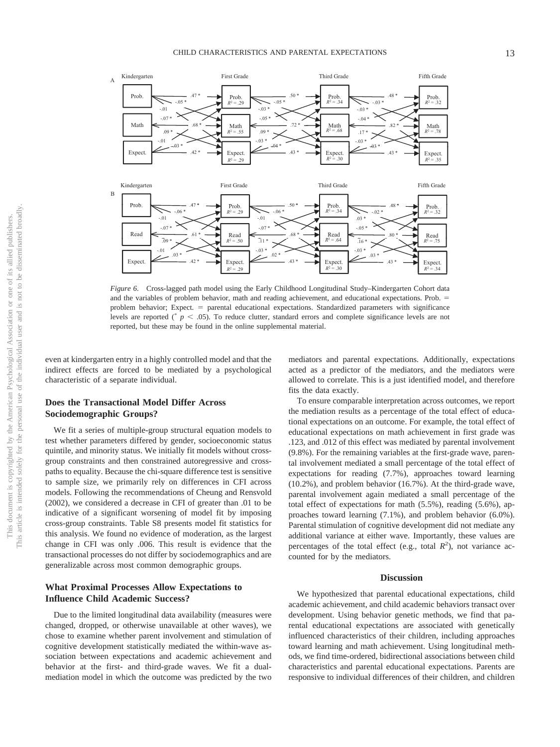*Figure 6.* Cross-lagged path model using the Early Childhood Longitudinal Study–Kindergarten Cohort data and the variables of problem behavior, math and reading achievement, and educational expectations. Prob. = problem behavior; Expect. = parental educational expectations. Standardized parameters with significance levels are reported (* $p < .05$). To reduce clutter, standard errors and complete significance levels are not reported, but these may be found in the online supplemental material.

even at kindergarten entry in a highly controlled model and that the indirect effects are forced to be mediated by a psychological characteristic of a separate individual.

### Does the Transactional Model Differ Across Sociodemographic Groups?

We fit a series of multiple-group structural equation models to test whether parameters differed by gender, socioeconomic status quintile, and minority status. We initially fit models without cross-group constraints and then constrained autoregressive and cross-paths to equality. Because the chi-square difference test is sensitive to sample size, we primarily rely on differences in CFI across models. Following the recommendations of Cheung and Rensvold (2002), we considered a decrease in CFI of greater than .01 to be indicative of a significant worsening of model fit by imposing cross-group constraints. Table S8 presents model fit statistics for this analysis. We found no evidence of moderation, as the largest change in CFI was only .006. This result is evidence that the transactional processes do not differ by sociodemographics and are generalizable across most common demographic groups.

### What Proximal Processes Allow Expectations to Influence Child Academic Success?

Due to the limited longitudinal data availability (measures were changed, dropped, or otherwise unavailable at other waves), we chose to examine whether parent involvement and stimulation of cognitive development statistically mediated the within-wave association between expectations and academic achievement and behavior at the first- and third-grade waves. We fit a dual-mediation model in which the outcome was predicted by the two mediators and parental expectations. Additionally, expectations acted as a predictor of the mediators, and the mediators were allowed to correlate. This is a just identified model, and therefore fits the data exactly.

To ensure comparable interpretation across outcomes, we report the mediation results as a percentage of the total effect of educational expectations on an outcome. For example, the total effect of educational expectations on math achievement in first grade was .123, and .012 of this effect was mediated by parental involvement (9.8%). For the remaining variables at the first-grade wave, parental involvement mediated a small percentage of the total effect of expectations for reading (7.7%), approaches toward learning (10.2%), and problem behavior (16.7%). At the third-grade wave, parental involvement again mediated a small percentage of the total effect of expectations for math (5.5%), reading (5.6%), approaches toward learning (7.1%), and problem behavior (6.0%). Parental stimulation of cognitive development did not mediate any additional variance at either wave. Importantly, these values are percentages of the total effect (e.g., total $R^2$), not variance accounted for by the mediators.

## Discussion

We hypothesized that parental educational expectations, child academic achievement, and child academic behaviors transact over development. Using behavior genetic methods, we find that parental educational expectations are associated with genetically influenced characteristics of their children, including approaches toward learning and math achievement. Using longitudinal methods, we find time-ordered, bidirectional associations between child characteristics and parental educational expectations. Parents are responsive to individual differences of their children, and children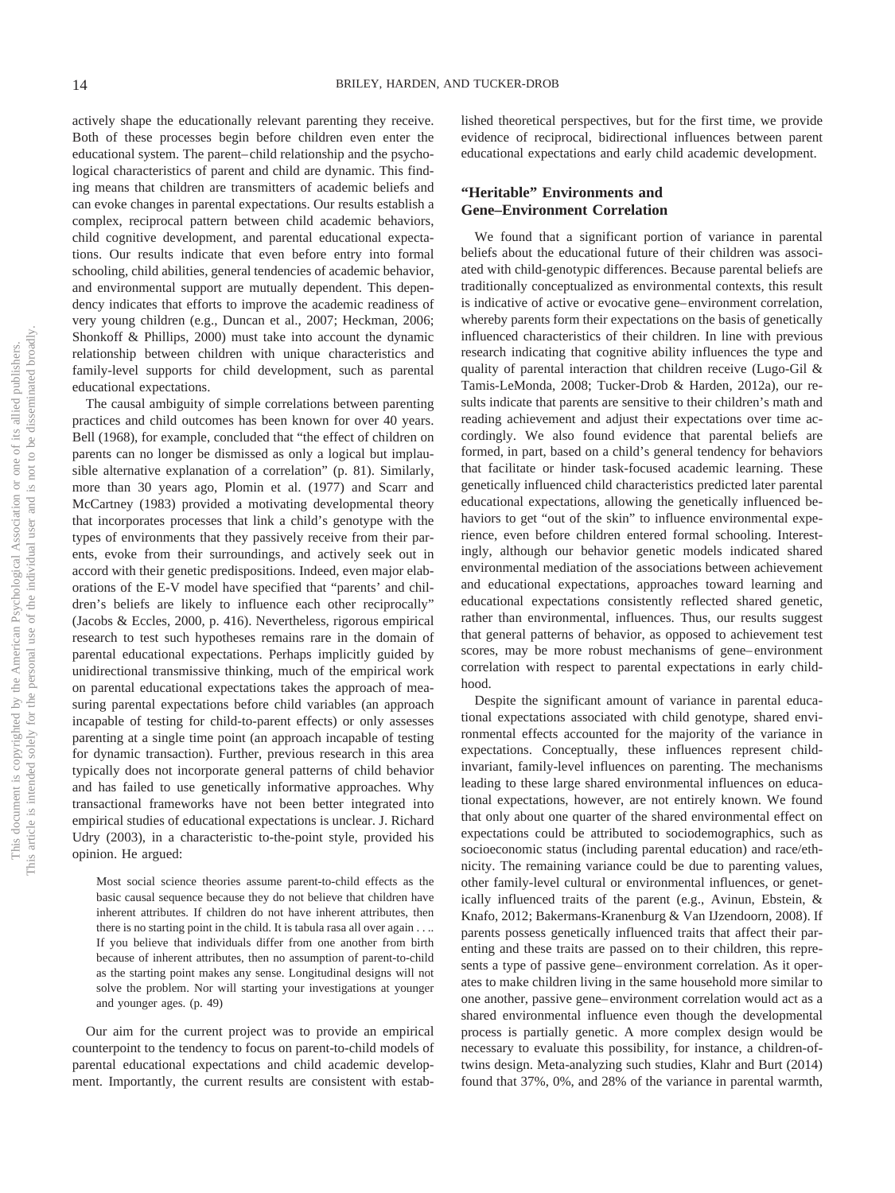actively shape the educationally relevant parenting they receive. Both of these processes begin before children even enter the educational system. The parent–child relationship and the psychological characteristics of parent and child are dynamic. This finding means that children are transmitters of academic beliefs and can evoke changes in parental expectations. Our results establish a complex, reciprocal pattern between child academic behaviors, child cognitive development, and parental educational expectations. Our results indicate that even before entry into formal schooling, child abilities, general tendencies of academic behavior, and environmental support are mutually dependent. This dependency indicates that efforts to improve the academic readiness of very young children (e.g., Duncan et al., 2007; Heckman, 2006; Shonkoff & Phillips, 2000) must take into account the dynamic relationship between children with unique characteristics and family-level supports for child development, such as parental educational expectations.

The causal ambiguity of simple correlations between parenting practices and child outcomes has been known for over 40 years. Bell (1968), for example, concluded that "the effect of children on parents can no longer be dismissed as only a logical but implausible alternative explanation of a correlation" (p. 81). Similarly, more than 30 years ago, Plomin et al. (1977) and Scarr and McCartney (1983) provided a motivating developmental theory that incorporates processes that link a child's genotype with the types of environments that they passively receive from their parents, evoke from their surroundings, and actively seek out in accord with their genetic predispositions. Indeed, even major elaborations of the E-V model have specified that "parents' and children's beliefs are likely to influence each other reciprocally" (Jacobs & Eccles, 2000, p. 416). Nevertheless, rigorous empirical research to test such hypotheses remains rare in the domain of parental educational expectations. Perhaps implicitly guided by unidirectional transmissive thinking, much of the empirical work on parental educational expectations takes the approach of measuring parental expectations before child variables (an approach incapable of testing for child-to-parent effects) or only assesses parenting at a single time point (an approach incapable of testing for dynamic transaction). Further, previous research in this area typically does not incorporate general patterns of child behavior and has failed to use genetically informative approaches. Why transactional frameworks have not been better integrated into empirical studies of educational expectations is unclear. J. Richard Udry (2003), in a characteristic to-the-point style, provided his opinion. He argued:

> Most social science theories assume parent-to-child effects as the basic causal sequence because they do not believe that children have inherent attributes. If children do not have inherent attributes, then there is no starting point in the child. It is tabula rasa all over again . . .. If you believe that individuals differ from one another from birth because of inherent attributes, then no assumption of parent-to-child as the starting point makes any sense. Longitudinal designs will not solve the problem. Nor will starting your investigations at younger and younger ages. (p. 49)

Our aim for the current project was to provide an empirical counterpoint to the tendency to focus on parent-to-child models of parental educational expectations and child academic development. Importantly, the current results are consistent with established theoretical perspectives, but for the first time, we provide evidence of reciprocal, bidirectional influences between parent educational expectations and early child academic development.

## "Heritable" Environments and Gene–Environment Correlation

We found that a significant portion of variance in parental beliefs about the educational future of their children was associated with child-genotypic differences. Because parental beliefs are traditionally conceptualized as environmental contexts, this result is indicative of active or evocative gene–environment correlation, whereby parents form their expectations on the basis of genetically influenced characteristics of their children. In line with previous research indicating that cognitive ability influences the type and quality of parental interaction that children receive (Lugo-Gil & Tamis-LeMonda, 2008; Tucker-Drob & Harden, 2012a), our results indicate that parents are sensitive to their children's math and reading achievement and adjust their expectations over time accordingly. We also found evidence that parental beliefs are formed, in part, based on a child's general tendency for behaviors that facilitate or hinder task-focused academic learning. These genetically influenced child characteristics predicted later parental educational expectations, allowing the genetically influenced behaviors to get "out of the skin" to influence environmental experience, even before children entered formal schooling. Interestingly, although our behavior genetic models indicated shared environmental mediation of the associations between achievement and educational expectations, approaches toward learning and educational expectations consistently reflected shared genetic, rather than environmental, influences. Thus, our results suggest that general patterns of behavior, as opposed to achievement test scores, may be more robust mechanisms of gene–environment correlation with respect to parental expectations in early childhood.

Despite the significant amount of variance in parental educational expectations associated with child genotype, shared environmental effects accounted for the majority of the variance in expectations. Conceptually, these influences represent child-invariant, family-level influences on parenting. The mechanisms leading to these large shared environmental influences on educational expectations, however, are not entirely known. We found that only about one quarter of the shared environmental effect on expectations could be attributed to sociodemographics, such as socioeconomic status (including parental education) and race/ethnicity. The remaining variance could be due to parenting values, other family-level cultural or environmental influences, or genetically influenced traits of the parent (e.g., Avinun, Ebstein, & Knafo, 2012; Bakermans-Kranenburg & Van IJzendoorn, 2008). If parents possess genetically influenced traits that affect their parenting and these traits are passed on to their children, this represents a type of passive gene–environment correlation. As it operates to make children living in the same household more similar to one another, passive gene–environment correlation would act as a shared environmental influence even though the developmental process is partially genetic. A more complex design would be necessary to evaluate this possibility, for instance, a children-of-twins design. Meta-analyzing such studies, Klahr and Burt (2014) found that 37%, 0%, and 28% of the variance in parental warmth,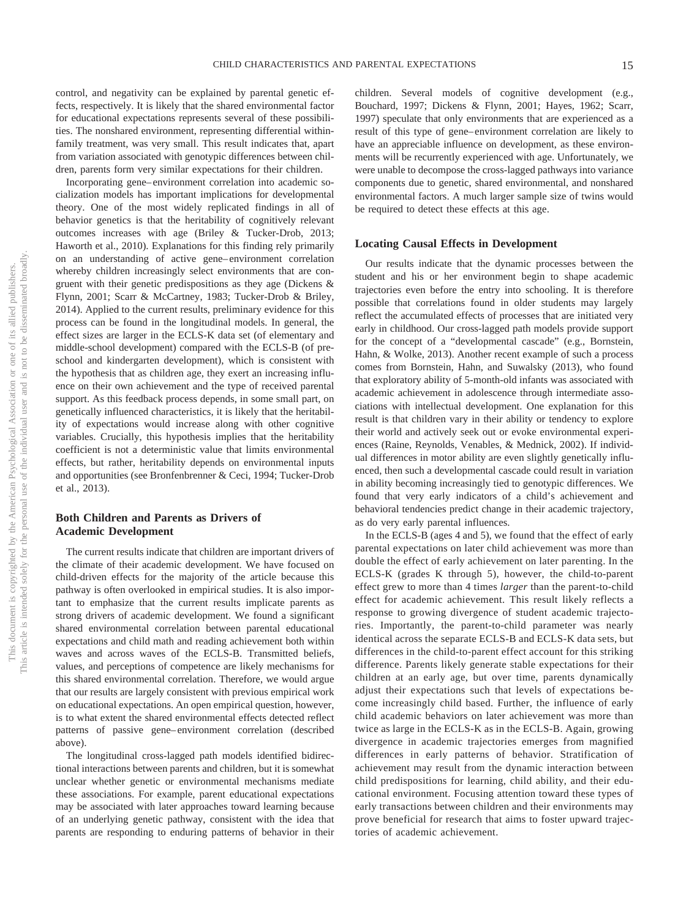control, and negativity can be explained by parental genetic effects, respectively. It is likely that the shared environmental factor for educational expectations represents several of these possibilities. The nonshared environment, representing differential within-family treatment, was very small. This result indicates that, apart from variation associated with genotypic differences between children, parents form very similar expectations for their children.

Incorporating gene–environment correlation into academic socialization models has important implications for developmental theory. One of the most widely replicated findings in all of behavior genetics is that the heritability of cognitively relevant outcomes increases with age (Briley & Tucker-Drob, 2013; Haworth et al., 2010). Explanations for this finding rely primarily on an understanding of active gene–environment correlation whereby children increasingly select environments that are congruent with their genetic predispositions as they age (Dickens & Flynn, 2001; Scarr & McCartney, 1983; Tucker-Drob & Briley, 2014). Applied to the current results, preliminary evidence for this process can be found in the longitudinal models. In general, the effect sizes are larger in the ECLS-K data set (of elementary and middle-school development) compared with the ECLS-B (of preschool and kindergarten development), which is consistent with the hypothesis that as children age, they exert an increasing influence on their own achievement and the type of received parental support. As this feedback process depends, in some small part, on genetically influenced characteristics, it is likely that the heritability of expectations would increase along with other cognitive variables. Crucially, this hypothesis implies that the heritability coefficient is not a deterministic value that limits environmental effects, but rather, heritability depends on environmental inputs and opportunities (see Bronfenbrenner & Ceci, 1994; Tucker-Drob et al., 2013).

## Both Children and Parents as Drivers of Academic Development

The current results indicate that children are important drivers of the climate of their academic development. We have focused on child-driven effects for the majority of the article because this pathway is often overlooked in empirical studies. It is also important to emphasize that the current results implicate parents as strong drivers of academic development. We found a significant shared environmental correlation between parental educational expectations and child math and reading achievement both within waves and across waves of the ECLS-B. Transmitted beliefs, values, and perceptions of competence are likely mechanisms for this shared environmental correlation. Therefore, we would argue that our results are largely consistent with previous empirical work on educational expectations. An open empirical question, however, is to what extent the shared environmental effects detected reflect patterns of passive gene–environment correlation (described above).

The longitudinal cross-lagged path models identified bidirectional interactions between parents and children, but it is somewhat unclear whether genetic or environmental mechanisms mediate these associations. For example, parent educational expectations may be associated with later approaches toward learning because of an underlying genetic pathway, consistent with the idea that parents are responding to enduring patterns of behavior in their children. Several models of cognitive development (e.g., Bouchard, 1997; Dickens & Flynn, 2001; Hayes, 1962; Scarr, 1997) speculate that only environments that are experienced as a result of this type of gene–environment correlation are likely to have an appreciable influence on development, as these environments will be recurrently experienced with age. Unfortunately, we were unable to decompose the cross-lagged pathways into variance components due to genetic, shared environmental, and nonshared environmental factors. A much larger sample size of twins would be required to detect these effects at this age.

## Locating Causal Effects in Development

Our results indicate that the dynamic processes between the student and his or her environment begin to shape academic trajectories even before the entry into schooling. It is therefore possible that correlations found in older students may largely reflect the accumulated effects of processes that are initiated very early in childhood. Our cross-lagged path models provide support for the concept of a "developmental cascade" (e.g., Bornstein, Hahn, & Wolke, 2013). Another recent example of such a process comes from Bornstein, Hahn, and Suwalsky (2013), who found that exploratory ability of 5-month-old infants was associated with academic achievement in adolescence through intermediate associations with intellectual development. One explanation for this result is that children vary in their ability or tendency to explore their world and actively seek out or evoke environmental experiences (Raine, Reynolds, Venables, & Mednick, 2002). If individual differences in motor ability are even slightly genetically influenced, then such a developmental cascade could result in variation in ability becoming increasingly tied to genotypic differences. We found that very early indicators of a child's achievement and behavioral tendencies predict change in their academic trajectory, as do very early parental influences.

In the ECLS-B (ages 4 and 5), we found that the effect of early parental expectations on later child achievement was more than double the effect of early achievement on later parenting. In the ECLS-K (grades K through 5), however, the child-to-parent effect grew to more than 4 times *larger* than the parent-to-child effect for academic achievement. This result likely reflects a response to growing divergence of student academic trajectories. Importantly, the parent-to-child parameter was nearly identical across the separate ECLS-B and ECLS-K data sets, but differences in the child-to-parent effect account for this striking difference. Parents likely generate stable expectations for their children at an early age, but over time, parents dynamically adjust their expectations such that levels of expectations become increasingly child based. Further, the influence of early child academic behaviors on later achievement was more than twice as large in the ECLS-K as in the ECLS-B. Again, growing divergence in academic trajectories emerges from magnified differences in early patterns of behavior. Stratification of achievement may result from the dynamic interaction between child predispositions for learning, child ability, and their educational environment. Focusing attention toward these types of early transactions between children and their environments may prove beneficial for research that aims to foster upward trajectories of academic achievement.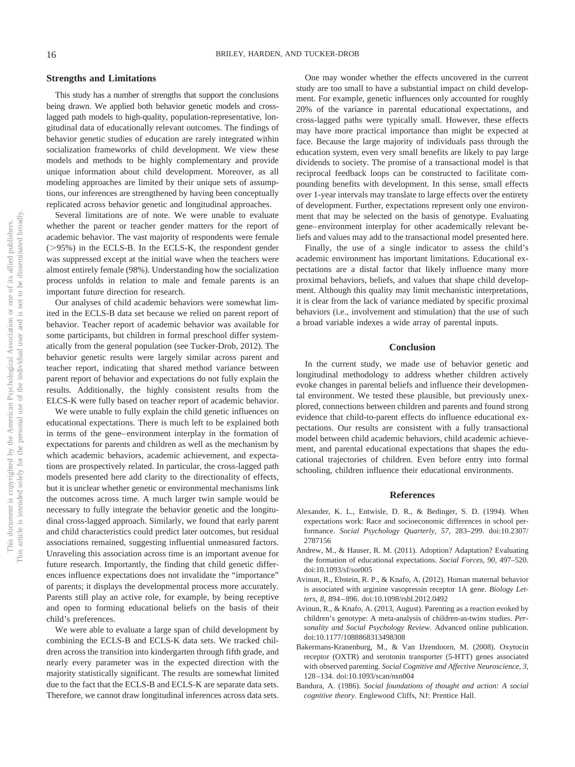## Strengths and Limitations

This study has a number of strengths that support the conclusions being drawn. We applied both behavior genetic models and cross-lagged path models to high-quality, population-representative, longitudinal data of educationally relevant outcomes. The findings of behavior genetic studies of education are rarely integrated within socialization frameworks of child development. We view these models and methods to be highly complementary and provide unique information about child development. Moreover, as all modeling approaches are limited by their unique sets of assumptions, our inferences are strengthened by having been conceptually replicated across behavior genetic and longitudinal approaches.

Several limitations are of note. We were unable to evaluate whether the parent or teacher gender matters for the report of academic behavior. The vast majority of respondents were female (>95%) in the ECLS-B. In the ECLS-K, the respondent gender was suppressed except at the initial wave when the teachers were almost entirely female (98%). Understanding how the socialization process unfolds in relation to male and female parents is an important future direction for research.

Our analyses of child academic behaviors were somewhat limited in the ECLS-B data set because we relied on parent report of behavior. Teacher report of academic behavior was available for some participants, but children in formal preschool differ systematically from the general population (see Tucker-Drob, 2012). The behavior genetic results were largely similar across parent and teacher report, indicating that shared method variance between parent report of behavior and expectations do not fully explain the results. Additionally, the highly consistent results from the ELCS-K were fully based on teacher report of academic behavior.

We were unable to fully explain the child genetic influences on educational expectations. There is much left to be explained both in terms of the gene–environment interplay in the formation of expectations for parents and children as well as the mechanism by which academic behaviors, academic achievement, and expectations are prospectively related. In particular, the cross-lagged path models presented here add clarity to the directionality of effects, but it is unclear whether genetic or environmental mechanisms link the outcomes across time. A much larger twin sample would be necessary to fully integrate the behavior genetic and the longitudinal cross-lagged approach. Similarly, we found that early parent and child characteristics could predict later outcomes, but residual associations remained, suggesting influential unmeasured factors. Unraveling this association across time is an important avenue for future research. Importantly, the finding that child genetic differences influence expectations does not invalidate the "importance" of parents; it displays the developmental process more accurately. Parents still play an active role, for example, by being receptive and open to forming educational beliefs on the basis of their child's preferences.

We were able to evaluate a large span of child development by combining the ECLS-B and ECLS-K data sets. We tracked children across the transition into kindergarten through fifth grade, and nearly every parameter was in the expected direction with the majority statistically significant. The results are somewhat limited due to the fact that the ECLS-B and ECLS-K are separate data sets. Therefore, we cannot draw longitudinal inferences across data sets.

One may wonder whether the effects uncovered in the current study are too small to have a substantial impact on child development. For example, genetic influences only accounted for roughly 20% of the variance in parental educational expectations, and cross-lagged paths were typically small. However, these effects may have more practical importance than might be expected at face. Because the large majority of individuals pass through the education system, even very small benefits are likely to pay large dividends to society. The promise of a transactional model is that reciprocal feedback loops can be constructed to facilitate compounding benefits with development. In this sense, small effects over 1-year intervals may translate to large effects over the entirety of development. Further, expectations represent only one environment that may be selected on the basis of genotype. Evaluating gene–environment interplay for other academically relevant beliefs and values may add to the transactional model presented here.

Finally, the use of a single indicator to assess the child's academic environment has important limitations. Educational expectations are a distal factor that likely influence many more proximal behaviors, beliefs, and values that shape child development. Although this quality may limit mechanistic interpretations, it is clear from the lack of variance mediated by specific proximal behaviors (i.e., involvement and stimulation) that the use of such a broad variable indexes a wide array of parental inputs.

## Conclusion

In the current study, we made use of behavior genetic and longitudinal methodology to address whether children actively evoke changes in parental beliefs and influence their developmental environment. We tested these plausible, but previously unexplored, connections between children and parents and found strong evidence that child-to-parent effects do influence educational expectations. Our results are consistent with a fully transactional model between child academic behaviors, child academic achievement, and parental educational expectations that shapes the educational trajectories of children. Even before entry into formal schooling, children influence their educational environments.

## References

Alexander, K. L., Entwisle, D. R., & Bedinger, S. D. (1994). When expectations work: Race and socioeconomic differences in school performance. *Social Psychology Quarterly, 57,* 283–299. doi:10.2307/2787156

Andrew, M., & Hauser, R. M. (2011). Adoption? Adaptation? Evaluating the formation of educational expectations. *Social Forces, 90,* 497–520. doi:10.1093/sf/sor005

Avinun, R., Ebstein, R. P., & Knafo, A. (2012). Human maternal behavior is associated with arginine vasopressin receptor 1A gene. *Biology Letters, 8,* 894–896. doi:10.1098/rsbl.2012.0492

Avinun, R., & Knafo, A. (2013, August). Parenting as a reaction evoked by children's genotype: A meta-analysis of children-as-twins studies. *Personality and Social Psychology Review*. Advanced online publication. doi:10.1177/1088868313498308

Bakermans-Kranenburg, M., & Van IJzendoorn, M. (2008). Oxytocin receptor (OXTR) and serotonin transporter (5-HTT) genes associated with observed parenting. *Social Cognitive and Affective Neuroscience, 3,* 128–134. doi:10.1093/scan/nsn004

Bandura, A. (1986). *Social foundations of thought and action: A social cognitive theory*. Englewood Cliffs, NJ: Prentice Hall.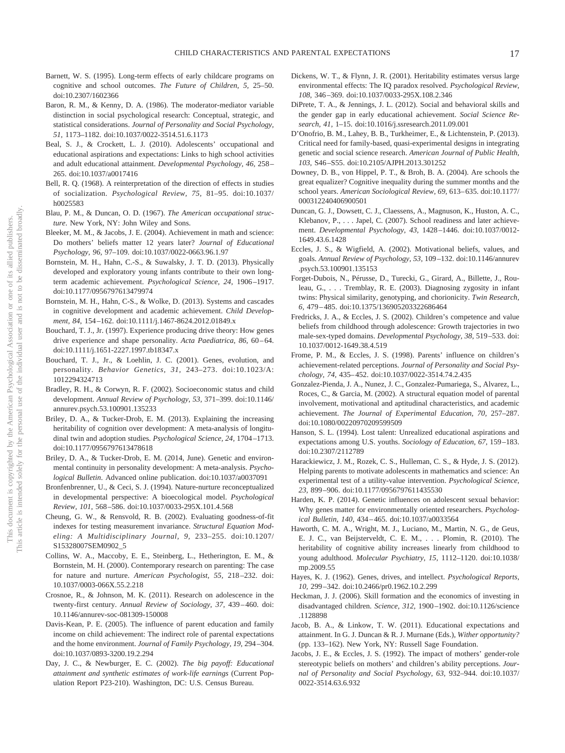Barnett, W. S. (1995). Long-term effects of early childcare programs on cognitive and school outcomes. *The Future of Children, 5,* 25–50. doi:10.2307/1602366

Baron, R. M., & Kenny, D. A. (1986). The moderator-mediator variable distinction in social psychological research: Conceptual, strategic, and statistical considerations. *Journal of Personality and Social Psychology, 51,* 1173–1182. doi:10.1037/0022-3514.51.6.1173

Beal, S. J., & Crockett, L. J. (2010). Adolescents' occupational and educational aspirations and expectations: Links to high school activities and adult educational attainment. *Developmental Psychology, 46,* 258–265. doi:10.1037/a0017416

Bell, R. Q. (1968). A reinterpretation of the direction of effects in studies of socialization. *Psychological Review, 75,* 81–95. doi:10.1037/h0025583

Blau, P. M., & Duncan, O. D. (1967). *The American occupational structure.* New York, NY: John Wiley and Sons.

Bleeker, M. M., & Jacobs, J. E. (2004). Achievement in math and science: Do mothers' beliefs matter 12 years later? *Journal of Educational Psychology, 96,* 97–109. doi:10.1037/0022-0663.96.1.97

Bornstein, M. H., Hahn, C.-S., & Suwalsky, J. T. D. (2013). Physically developed and exploratory young infants contribute to their own long-term academic achievement. *Psychological Science, 24,* 1906–1917. doi:10.1177/0956797613479974

Bornstein, M. H., Hahn, C-S., & Wolke, D. (2013). Systems and cascades in cognitive development and academic achievement. *Child Development, 84,* 154–162. doi:10.1111/j.1467-8624.2012.01849.x

Bouchard, T. J., Jr. (1997). Experience producing drive theory: How genes drive experience and shape personality. *Acta Paediatrica, 86,* 60–64. doi:10.1111/j.1651-2227.1997.tb18347.x

Bouchard, T. J., Jr., & Loehlin, J. C. (2001). Genes, evolution, and personality. *Behavior Genetics, 31,* 243–273. doi:10.1023/A:1012294324713

Bradley, R. H., & Corwyn, R. F. (2002). Socioeconomic status and child development. *Annual Review of Psychology, 53,* 371–399. doi:10.1146/annurev.psych.53.100901.135233

Briley, D. A., & Tucker-Drob, E. M. (2013). Explaining the increasing heritability of cognition over development: A meta-analysis of longitudinal twin and adoption studies. *Psychological Science, 24,* 1704–1713. doi:10.1177/0956797613478618

Briley, D. A., & Tucker-Drob, E. M. (2014, June). Genetic and environmental continuity in personality development: A meta-analysis. *Psychological Bulletin.* Advanced online publication. doi:10.1037/a0037091

Bronfenbrenner, U., & Ceci, S. J. (1994). Nature-nurture reconceptualized in developmental perspective: A bioecological model. *Psychological Review, 101,* 568–586. doi:10.1037/0033-295X.101.4.568

Cheung, G. W., & Rensvold, R. B. (2002). Evaluating goodness-of-fit indexes for testing measurement invariance. *Structural Equation Modeling: A Multidisciplinary Journal, 9,* 233–255. doi:10.1207/S15328007SEM0902_5

Collins, W. A., Maccoby, E. E., Steinberg, L., Hetherington, E. M., & Bornstein, M. H. (2000). Contemporary research on parenting: The case for nature and nurture. *American Psychologist, 55,* 218–232. doi:10.1037/0003-066X.55.2.218

Crosnoe, R., & Johnson, M. K. (2011). Research on adolescence in the twenty-first century. *Annual Review of Sociology, 37,* 439–460. doi:10.1146/annurev-soc-081309-150008

Davis-Kean, P. E. (2005). The influence of parent education and family income on child achievement: The indirect role of parental expectations and the home environment. *Journal of Family Psychology, 19,* 294–304. doi:10.1037/0893-3200.19.2.294

Day, J. C., & Newburger, E. C. (2002). *The big payoff: Educational attainment and synthetic estimates of work-life earnings* (Current Population Report P23-210). Washington, DC: U.S. Census Bureau.

Dickens, W. T., & Flynn, J. R. (2001). Heritability estimates versus large environmental effects: The IQ paradox resolved. *Psychological Review, 108,* 346–369. doi:10.1037/0033-295X.108.2.346

DiPrete, T. A., & Jennings, J. L. (2012). Social and behavioral skills and the gender gap in early educational achievement. *Social Science Research, 41,* 1–15. doi:10.1016/j.ssresearch.2011.09.001

D'Onofrio, B. M., Lahey, B. B., Turkheimer, E., & Lichtenstein, P. (2013). Critical need for family-based, quasi-experimental designs in integrating genetic and social science research. *American Journal of Public Health, 103,* S46–S55. doi:10.2105/AJPH.2013.301252

Downey, D. B., von Hippel, P. T., & Broh, B. A. (2004). Are schools the great equalizer? Cognitive inequality during the summer months and the school years. *American Sociological Review, 69,* 613–635. doi:10.1177/000312240406900501

Duncan, G. J., Dowsett, C. J., Claessens, A., Magnuson, K., Huston, A. C., Klebanov, P., . . . Japel, C. (2007). School readiness and later achievement. *Developmental Psychology, 43,* 1428–1446. doi:10.1037/0012-1649.43.6.1428

Eccles, J. S., & Wigfield, A. (2002). Motivational beliefs, values, and goals. *Annual Review of Psychology, 53,* 109–132. doi:10.1146/annurev.psych.53.100901.135153

Forget-Dubois, N., Pérusse, D., Turecki, G., Girard, A., Billette, J., Rouleau, G., . . . Tremblay, R. E. (2003). Diagnosing zygosity in infant twins: Physical similarity, genotyping, and chorionicity. *Twin Research, 6,* 479–485. doi:10.1375/136905203322686464

Fredricks, J. A., & Eccles, J. S. (2002). Children's competence and value beliefs from childhood through adolescence: Growth trajectories in two male-sex-typed domains. *Developmental Psychology, 38,* 519–533. doi:10.1037/0012-1649.38.4.519

Frome, P. M., & Eccles, J. S. (1998). Parents' influence on children's achievement-related perceptions. *Journal of Personality and Social Psychology, 74,* 435–452. doi:10.1037/0022-3514.74.2.435

Gonzalez-Pienda, J. A., Nunez, J. C., Gonzalez-Pumariega, S., Alvarez, L., Roces, C., & Garcia, M. (2002). A structural equation model of parental involvement, motivational and aptitudinal characteristics, and academic achievement. *The Journal of Experimental Education, 70,* 257–287. doi:10.1080/00220970209599509

Hanson, S. L. (1994). Lost talent: Unrealized educational aspirations and expectations among U.S. youths. *Sociology of Education, 67,* 159–183. doi:10.2307/2112789

Harackiewicz, J. M., Rozek, C. S., Hulleman, C. S., & Hyde, J. S. (2012). Helping parents to motivate adolescents in mathematics and science: An experimental test of a utility-value intervention. *Psychological Science, 23,* 899–906. doi:10.1177/0956797611435530

Harden, K. P. (2014). Genetic influences on adolescent sexual behavior: Why genes matter for environmentally oriented researchers. *Psychological Bulletin, 140,* 434–465. doi:10.1037/a0033564

Haworth, C. M. A., Wright, M. J., Luciano, M., Martin, N. G., de Geus, E. J. C., van Beijsterveldt, C. E. M., . . . Plomin, R. (2010). The heritability of cognitive ability increases linearly from childhood to young adulthood. *Molecular Psychiatry, 15,* 1112–1120. doi:10.1038/mp.2009.55

Hayes, K. J. (1962). Genes, drives, and intellect. *Psychological Reports, 10,* 299–342. doi:10.2466/pr0.1962.10.2.299

Heckman, J. J. (2006). Skill formation and the economics of investing in disadvantaged children. *Science, 312,* 1900–1902. doi:10.1126/science.1128898

Jacob, B. A., & Linkow, T. W. (2011). Educational expectations and attainment. In G. J. Duncan & R. J. Murnane (Eds.), *Wither opportunity?* (pp. 133–162). New York, NY: Russell Sage Foundation.

Jacobs, J. E., & Eccles, J. S. (1992). The impact of mothers' gender-role stereotypic beliefs on mothers' and children's ability perceptions. *Journal of Personality and Social Psychology, 63,* 932–944. doi:10.1037/0022-3514.63.6.932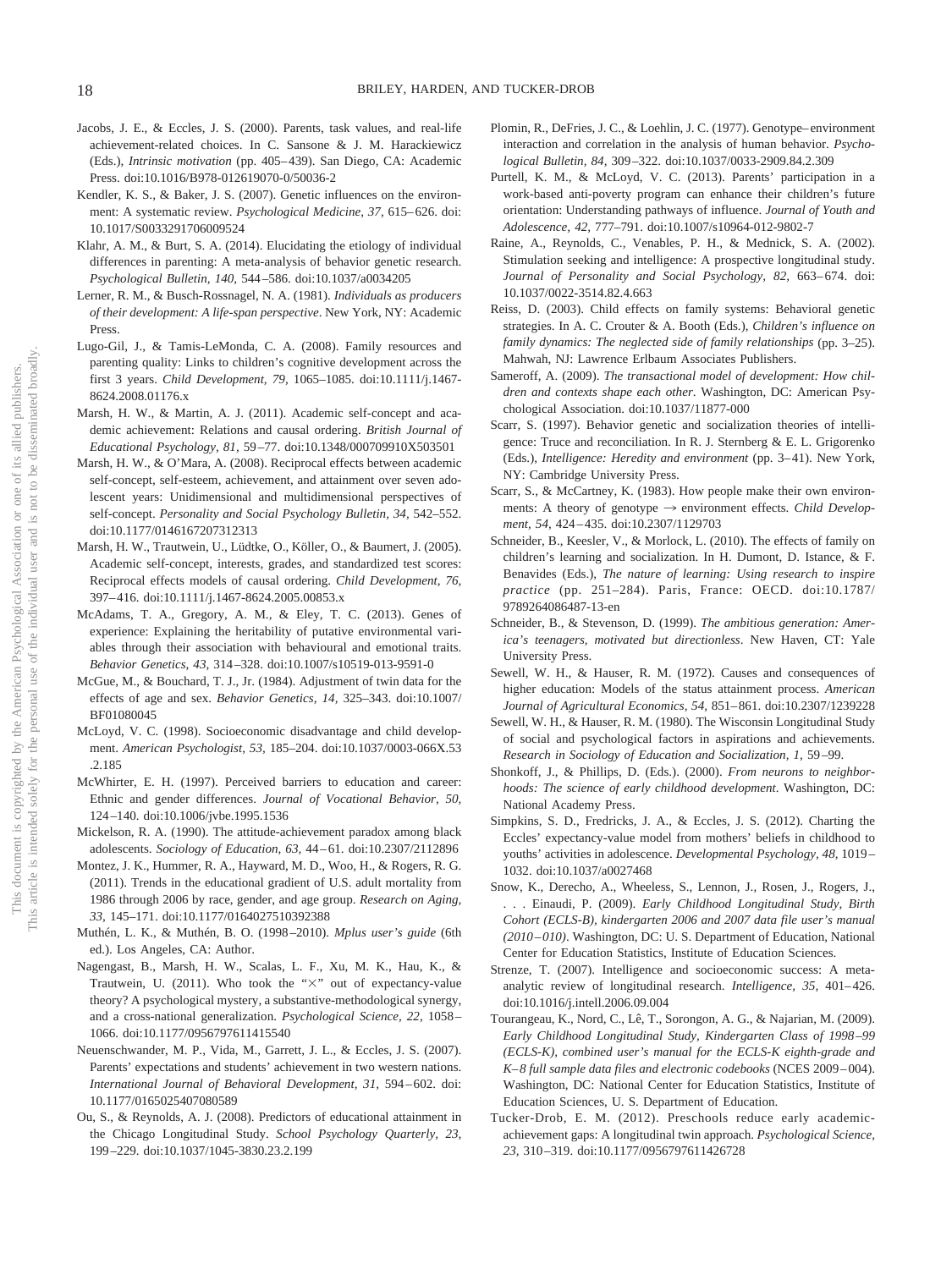Jacobs, J. E., & Eccles, J. S. (2000). Parents, task values, and real-life achievement-related choices. In C. Sansone & J. M. Harackiewicz (Eds.), *Intrinsic motivation* (pp. 405–439). San Diego, CA: Academic Press. doi:10.1016/B978-012619070-0/50036-2

Kendler, K. S., & Baker, J. S. (2007). Genetic influences on the environment: A systematic review. *Psychological Medicine, 37,* 615–626. doi:10.1017/S0033291706009524

Klahr, A. M., & Burt, S. A. (2014). Elucidating the etiology of individual differences in parenting: A meta-analysis of behavior genetic research. *Psychological Bulletin, 140,* 544–586. doi:10.1037/a0034205

Lerner, R. M., & Busch-Rossnagel, N. A. (1981). *Individuals as producers of their development: A life-span perspective*. New York, NY: Academic Press.

Lugo-Gil, J., & Tamis-LeMonda, C. A. (2008). Family resources and parenting quality: Links to children's cognitive development across the first 3 years. *Child Development, 79,* 1065–1085. doi:10.1111/j.1467-8624.2008.01176.x

Marsh, H. W., & Martin, A. J. (2011). Academic self-concept and academic achievement: Relations and causal ordering. *British Journal of Educational Psychology, 81,* 59–77. doi:10.1348/000709910X503501

Marsh, H. W., & O'Mara, A. (2008). Reciprocal effects between academic self-concept, self-esteem, achievement, and attainment over seven adolescent years: Unidimensional and multidimensional perspectives of self-concept. *Personality and Social Psychology Bulletin, 34,* 542–552. doi:10.1177/0146167207312313

Marsh, H. W., Trautwein, U., Lüdtke, O., Köller, O., & Baumert, J. (2005). Academic self-concept, interests, grades, and standardized test scores: Reciprocal effects models of causal ordering. *Child Development, 76,* 397–416. doi:10.1111/j.1467-8624.2005.00853.x

McAdams, T. A., Gregory, A. M., & Eley, T. C. (2013). Genes of experience: Explaining the heritability of putative environmental variables through their association with behavioural and emotional traits. *Behavior Genetics, 43,* 314–328. doi:10.1007/s10519-013-9591-0

McGue, M., & Bouchard, T. J., Jr. (1984). Adjustment of twin data for the effects of age and sex. *Behavior Genetics, 14,* 325–343. doi:10.1007/BF01080045

McLoyd, V. C. (1998). Socioeconomic disadvantage and child development. *American Psychologist, 53,* 185–204. doi:10.1037/0003-066X.53.2.185

McWhirter, E. H. (1997). Perceived barriers to education and career: Ethnic and gender differences. *Journal of Vocational Behavior, 50,* 124–140. doi:10.1006/jvbe.1995.1536

Mickelson, R. A. (1990). The attitude-achievement paradox among black adolescents. *Sociology of Education, 63,* 44–61. doi:10.2307/2112896

Montez, J. K., Hummer, R. A., Hayward, M. D., Woo, H., & Rogers, R. G. (2011). Trends in the educational gradient of U.S. adult mortality from 1986 through 2006 by race, gender, and age group. *Research on Aging, 33,* 145–171. doi:10.1177/0164027510392388

Muthén, L. K., & Muthén, B. O. (1998–2010). *Mplus user's guide* (6th ed.). Los Angeles, CA: Author.

Nagengast, B., Marsh, H. W., Scalas, L. F., Xu, M. K., Hau, K., & Trautwein, U. (2011). Who took the "×" out of expectancy-value theory? A psychological mystery, a substantive-methodological synergy, and a cross-national generalization. *Psychological Science, 22,* 1058–1066. doi:10.1177/0956797611415540

Neuenschwander, M. P., Vida, M., Garrett, J. L., & Eccles, J. S. (2007). Parents' expectations and students' achievement in two western nations. *International Journal of Behavioral Development, 31,* 594–602. doi:10.1177/0165025407080589

Ou, S., & Reynolds, A. J. (2008). Predictors of educational attainment in the Chicago Longitudinal Study. *School Psychology Quarterly, 23,* 199–229. doi:10.1037/1045-3830.23.2.199

Plomin, R., DeFries, J. C., & Loehlin, J. C. (1977). Genotype–environment interaction and correlation in the analysis of human behavior. *Psychological Bulletin, 84,* 309–322. doi:10.1037/0033-2909.84.2.309

Purtell, K. M., & McLoyd, V. C. (2013). Parents' participation in a work-based anti-poverty program can enhance their children's future orientation: Understanding pathways of influence. *Journal of Youth and Adolescence, 42,* 777–791. doi:10.1007/s10964-012-9802-7

Raine, A., Reynolds, C., Venables, P. H., & Mednick, S. A. (2002). Stimulation seeking and intelligence: A prospective longitudinal study. *Journal of Personality and Social Psychology, 82,* 663–674. doi:10.1037/0022-3514.82.4.663

Reiss, D. (2003). Child effects on family systems: Behavioral genetic strategies. In A. C. Crouter & A. Booth (Eds.), *Children's influence on family dynamics: The neglected side of family relationships* (pp. 3–25). Mahwah, NJ: Lawrence Erlbaum Associates Publishers.

Sameroff, A. (2009). *The transactional model of development: How children and contexts shape each other*. Washington, DC: American Psychological Association. doi:10.1037/11877-000

Scarr, S. (1997). Behavior genetic and socialization theories of intelligence: Truce and reconciliation. In R. J. Sternberg & E. L. Grigorenko (Eds.), *Intelligence: Heredity and environment* (pp. 3–41). New York, NY: Cambridge University Press.

Scarr, S., & McCartney, K. (1983). How people make their own environments: A theory of genotype → environment effects. *Child Development, 54,* 424–435. doi:10.2307/1129703

Schneider, B., Keesler, V., & Morlock, L. (2010). The effects of family on children's learning and socialization. In H. Dumont, D. Istance, & F. Benavides (Eds.), *The nature of learning: Using research to inspire practice* (pp. 251–284). Paris, France: OECD. doi:10.1787/9789264086487-13-en

Schneider, B., & Stevenson, D. (1999). *The ambitious generation: America's teenagers, motivated but directionless*. New Haven, CT: Yale University Press.

Sewell, W. H., & Hauser, R. M. (1972). Causes and consequences of higher education: Models of the status attainment process. *American Journal of Agricultural Economics, 54,* 851–861. doi:10.2307/1239228

Sewell, W. H., & Hauser, R. M. (1980). The Wisconsin Longitudinal Study of social and psychological factors in aspirations and achievements. *Research in Sociology of Education and Socialization, 1,* 59–99.

Shonkoff, J., & Phillips, D. (Eds.). (2000). *From neurons to neighborhoods: The science of early childhood development*. Washington, DC: National Academy Press.

Simpkins, S. D., Fredricks, J. A., & Eccles, J. S. (2012). Charting the Eccles' expectancy-value model from mothers' beliefs in childhood to youths' activities in adolescence. *Developmental Psychology, 48,* 1019–1032. doi:10.1037/a0027468

Snow, K., Derecho, A., Wheeless, S., Lennon, J., Rosen, J., Rogers, J., . . . Einaudi, P. (2009). *Early Childhood Longitudinal Study, Birth Cohort (ECLS-B), kindergarten 2006 and 2007 data file user's manual (2010–010)*. Washington, DC: U. S. Department of Education, National Center for Education Statistics, Institute of Education Sciences.

Strenze, T. (2007). Intelligence and socioeconomic success: A meta-analytic review of longitudinal research. *Intelligence, 35,* 401–426. doi:10.1016/j.intell.2006.09.004

Tourangeau, K., Nord, C., Lê, T., Sorongon, A. G., & Najarian, M. (2009). *Early Childhood Longitudinal Study, Kindergarten Class of 1998–99 (ECLS-K), combined user's manual for the ECLS-K eighth-grade and K–8 full sample data files and electronic codebooks* (NCES 2009–004). Washington, DC: National Center for Education Statistics, Institute of Education Sciences, U. S. Department of Education.

Tucker-Drob, E. M. (2012). Preschools reduce early academic-achievement gaps: A longitudinal twin approach. *Psychological Science, 23,* 310–319. doi:10.1177/0956797611426728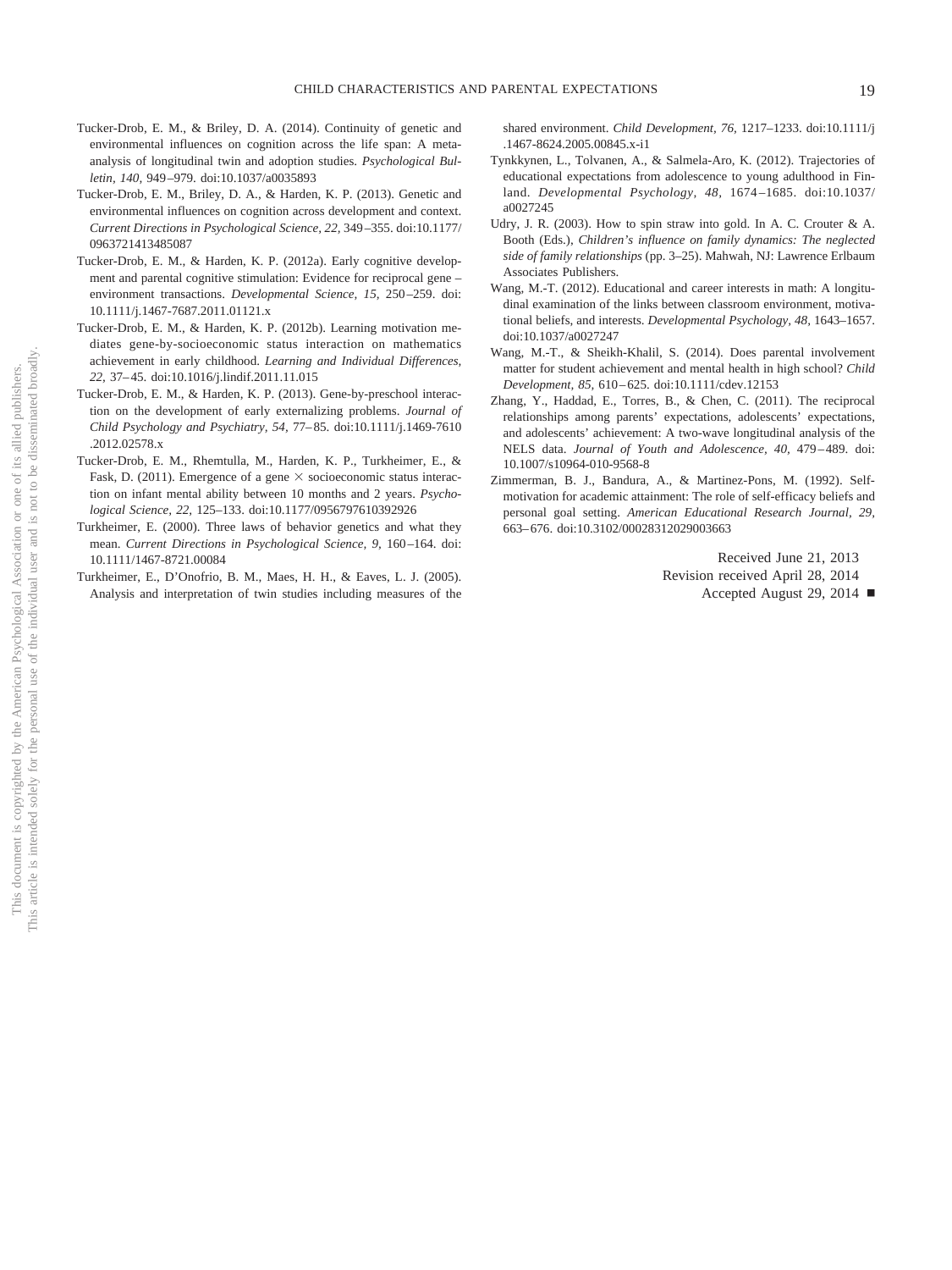Tucker-Drob, E. M., & Briley, D. A. (2014). Continuity of genetic and environmental influences on cognition across the life span: A meta-analysis of longitudinal twin and adoption studies. *Psychological Bulletin, 140,* 949–979. doi:10.1037/a0035893

Tucker-Drob, E. M., Briley, D. A., & Harden, K. P. (2013). Genetic and environmental influences on cognition across development and context. *Current Directions in Psychological Science, 22,* 349–355. doi:10.1177/0963721413485087

Tucker-Drob, E. M., & Harden, K. P. (2012a). Early cognitive development and parental cognitive stimulation: Evidence for reciprocal gene – environment transactions. *Developmental Science, 15,* 250–259. doi:10.1111/j.1467-7687.2011.01121.x

Tucker-Drob, E. M., & Harden, K. P. (2012b). Learning motivation mediates gene-by-socioeconomic status interaction on mathematics achievement in early childhood. *Learning and Individual Differences, 22,* 37–45. doi:10.1016/j.lindif.2011.11.015

Tucker-Drob, E. M., & Harden, K. P. (2013). Gene-by-preschool interaction on the development of early externalizing problems. *Journal of Child Psychology and Psychiatry, 54,* 77–85. doi:10.1111/j.1469-7610.2012.02578.x

Tucker-Drob, E. M., Rhemtulla, M., Harden, K. P., Turkheimer, E., & Fask, D. (2011). Emergence of a gene × socioeconomic status interaction on infant mental ability between 10 months and 2 years. *Psychological Science, 22,* 125–133. doi:10.1177/0956797610392926

Turkheimer, E. (2000). Three laws of behavior genetics and what they mean. *Current Directions in Psychological Science, 9,* 160–164. doi:10.1111/1467-8721.00084

Turkheimer, E., D'Onofrio, B. M., Maes, H. H., & Eaves, L. J. (2005). Analysis and interpretation of twin studies including measures of the shared environment. *Child Development, 76,* 1217–1233. doi:10.1111/j.1467-8624.2005.00845.x-i1

Tynkkynen, L., Tolvanen, A., & Salmela-Aro, K. (2012). Trajectories of educational expectations from adolescence to young adulthood in Finland. *Developmental Psychology, 48,* 1674–1685. doi:10.1037/a0027245

Udry, J. R. (2003). How to spin straw into gold. In A. C. Crouter & A. Booth (Eds.), *Children's influence on family dynamics: The neglected side of family relationships* (pp. 3–25). Mahwah, NJ: Lawrence Erlbaum Associates Publishers.

Wang, M.-T. (2012). Educational and career interests in math: A longitudinal examination of the links between classroom environment, motivational beliefs, and interests. *Developmental Psychology, 48,* 1643–1657. doi:10.1037/a0027247

Wang, M.-T., & Sheikh-Khalil, S. (2014). Does parental involvement matter for student achievement and mental health in high school? *Child Development, 85,* 610–625. doi:10.1111/cdev.12153

Zhang, Y., Haddad, E., Torres, B., & Chen, C. (2011). The reciprocal relationships among parents' expectations, adolescents' expectations, and adolescents' achievement: A two-wave longitudinal analysis of the NELS data. *Journal of Youth and Adolescence, 40,* 479–489. doi:10.1007/s10964-010-9568-8

Zimmerman, B. J., Bandura, A., & Martinez-Pons, M. (1992). Self-motivation for academic attainment: The role of self-efficacy beliefs and personal goal setting. *American Educational Research Journal, 29,* 663–676. doi:10.3102/00028312029003663

Received June 21, 2013
Revision received April 28, 2014
Accepted August 29, 2014 ■